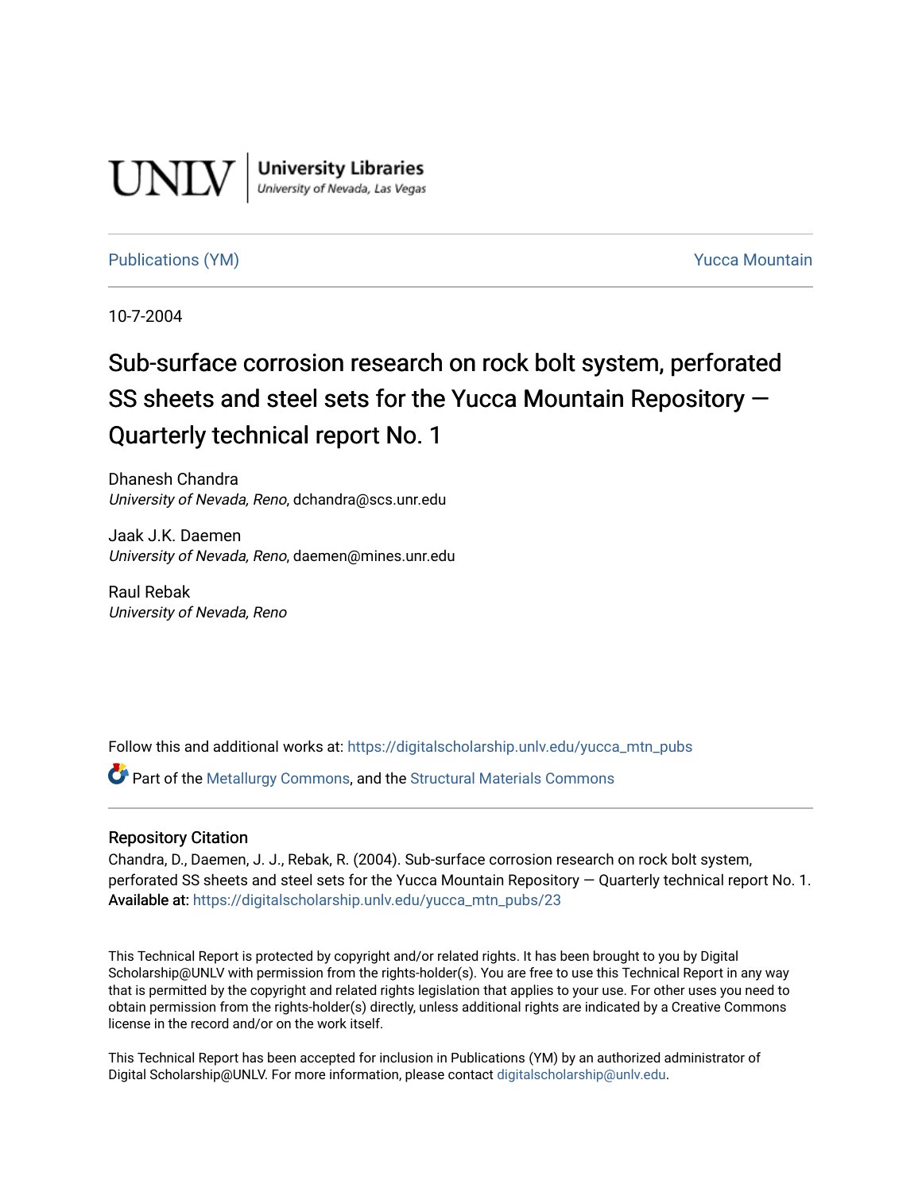UNLV | University Libraries
University of Nevada, Las Vegas

Publications (YM) | Yucca Mountain

10-7-2004

# Sub-surface corrosion research on rock bolt system, perforated SS sheets and steel sets for the Yucca Mountain Repository — Quarterly technical report No. 1

Dhanesh Chandra
*University of Nevada, Reno*, dchandra@scs.unr.edu

Jaak J.K. Daemen
*University of Nevada, Reno*, daemen@mines.unr.edu

Raul Rebak
*University of Nevada, Reno*

Follow this and additional works at: https://digitalscholarship.unlv.edu/yucca_mtn_pubs

Part of the Metallurgy Commons, and the Structural Materials Commons

## Repository Citation

Chandra, D., Daemen, J. J., Rebak, R. (2004). Sub-surface corrosion research on rock bolt system, perforated SS sheets and steel sets for the Yucca Mountain Repository — Quarterly technical report No. 1.
Available at: https://digitalscholarship.unlv.edu/yucca_mtn_pubs/23

This Technical Report is protected by copyright and/or related rights. It has been brought to you by Digital Scholarship@UNLV with permission from the rights-holder(s). You are free to use this Technical Report in any way that is permitted by the copyright and related rights legislation that applies to your use. For other uses you need to obtain permission from the rights-holder(s) directly, unless additional rights are indicated by a Creative Commons license in the record and/or on the work itself.

This Technical Report has been accepted for inclusion in Publications (YM) by an authorized administrator of Digital Scholarship@UNLV. For more information, please contact digitalscholarship@unlv.edu.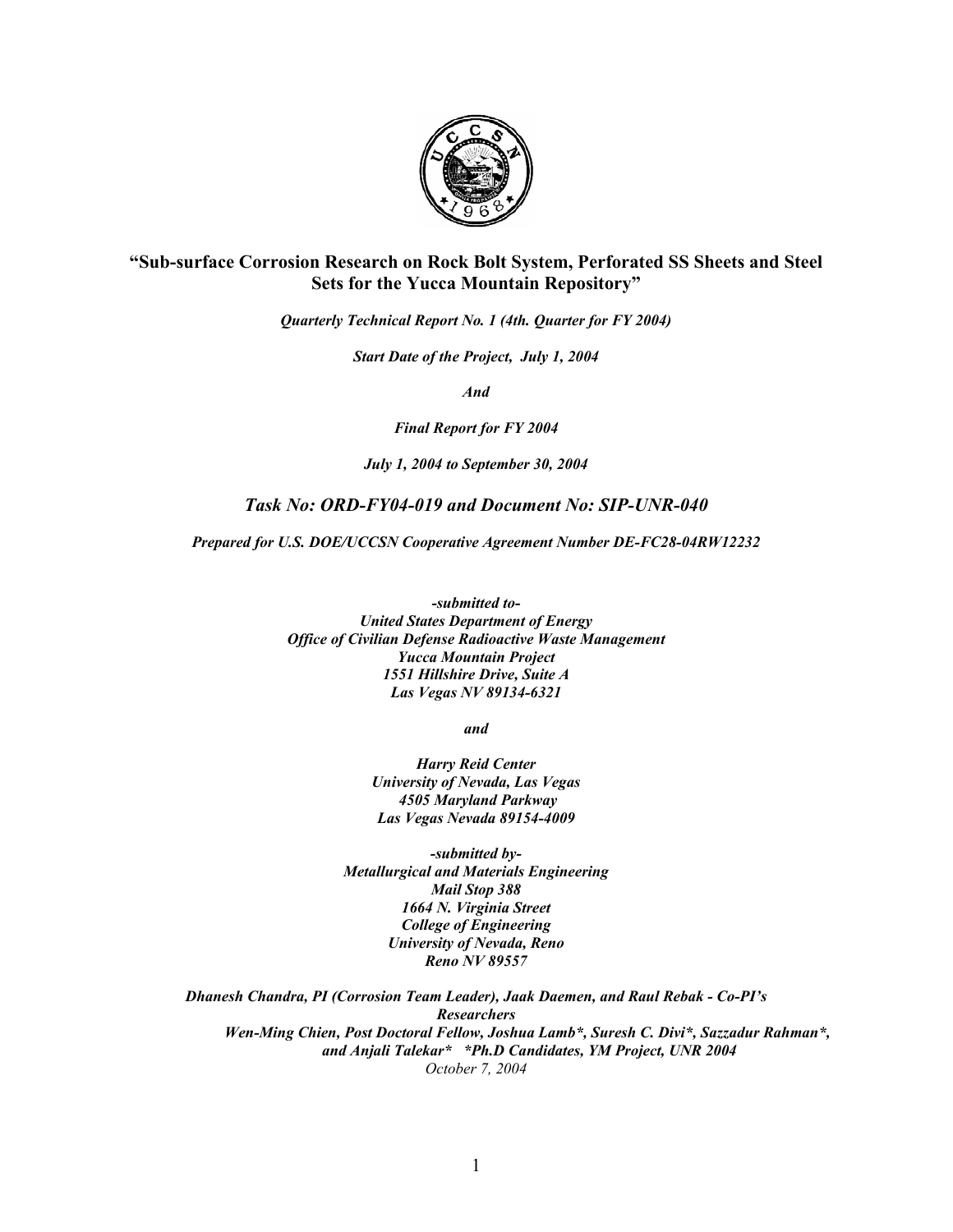# "Sub-surface Corrosion Research on Rock Bolt System, Perforated SS Sheets and Steel Sets for the Yucca Mountain Repository"

***Quarterly Technical Report No. 1 (4th. Quarter for FY 2004)***

***Start Date of the Project, July 1, 2004***

***And***

***Final Report for FY 2004***

***July 1, 2004 to September 30, 2004***

## *Task No: ORD-FY04-019 and Document No: SIP-UNR-040*

***Prepared for U.S. DOE/UCCSN Cooperative Agreement Number DE-FC28-04RW12232***

***-submitted to-***
***United States Department of Energy***
***Office of Civilian Defense Radioactive Waste Management***
***Yucca Mountain Project***
***1551 Hillshire Drive, Suite A***
***Las Vegas NV 89134-6321***

***and***

***Harry Reid Center***
***University of Nevada, Las Vegas***
***4505 Maryland Parkway***
***Las Vegas Nevada 89154-4009***

***-submitted by-***
***Metallurgical and Materials Engineering***
***Mail Stop 388***
***1664 N. Virginia Street***
***College of Engineering***
***University of Nevada, Reno***
***Reno NV 89557***

***Dhanesh Chandra, PI (Corrosion Team Leader), Jaak Daemen, and Raul Rebak - Co-PI's***
***Researchers***
***Wen-Ming Chien, Post Doctoral Fellow, Joshua Lamb\*, Suresh C. Divi\*, Sazzadur Rahman\*, and Anjali Talekar\* \*Ph.D Candidates, YM Project, UNR 2004***
*October 7, 2004*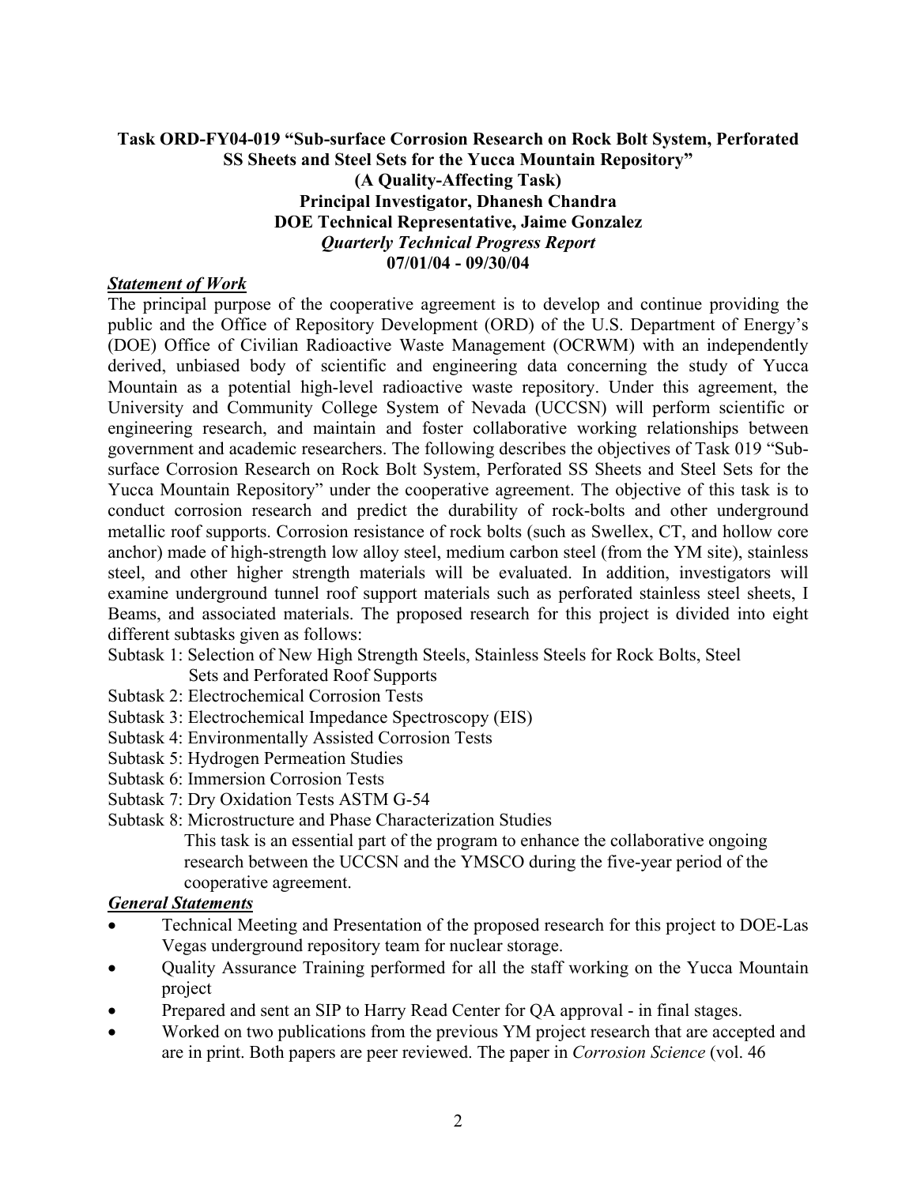**Task ORD-FY04-019 "Sub-surface Corrosion Research on Rock Bolt System, Perforated SS Sheets and Steel Sets for the Yucca Mountain Repository"**
**(A Quality-Affecting Task)**
**Principal Investigator, Dhanesh Chandra**
**DOE Technical Representative, Jaime Gonzalez**
***Quarterly Technical Progress Report***
**07/01/04 - 09/30/04**

***Statement of Work***

The principal purpose of the cooperative agreement is to develop and continue providing the public and the Office of Repository Development (ORD) of the U.S. Department of Energy's (DOE) Office of Civilian Radioactive Waste Management (OCRWM) with an independently derived, unbiased body of scientific and engineering data concerning the study of Yucca Mountain as a potential high-level radioactive waste repository. Under this agreement, the University and Community College System of Nevada (UCCSN) will perform scientific or engineering research, and maintain and foster collaborative working relationships between government and academic researchers. The following describes the objectives of Task 019 "Sub-surface Corrosion Research on Rock Bolt System, Perforated SS Sheets and Steel Sets for the Yucca Mountain Repository" under the cooperative agreement. The objective of this task is to conduct corrosion research and predict the durability of rock-bolts and other underground metallic roof supports. Corrosion resistance of rock bolts (such as Swellex, CT, and hollow core anchor) made of high-strength low alloy steel, medium carbon steel (from the YM site), stainless steel, and other higher strength materials will be evaluated. In addition, investigators will examine underground tunnel roof support materials such as perforated stainless steel sheets, I Beams, and associated materials. The proposed research for this project is divided into eight different subtasks given as follows:

Subtask 1: Selection of New High Strength Steels, Stainless Steels for Rock Bolts, Steel Sets and Perforated Roof Supports
Subtask 2: Electrochemical Corrosion Tests
Subtask 3: Electrochemical Impedance Spectroscopy (EIS)
Subtask 4: Environmentally Assisted Corrosion Tests
Subtask 5: Hydrogen Permeation Studies
Subtask 6: Immersion Corrosion Tests
Subtask 7: Dry Oxidation Tests ASTM G-54
Subtask 8: Microstructure and Phase Characterization Studies

This task is an essential part of the program to enhance the collaborative ongoing research between the UCCSN and the YMSCO during the five-year period of the cooperative agreement.

***General Statements***

- Technical Meeting and Presentation of the proposed research for this project to DOE-Las Vegas underground repository team for nuclear storage.
- Quality Assurance Training performed for all the staff working on the Yucca Mountain project
- Prepared and sent an SIP to Harry Read Center for QA approval - in final stages.
- Worked on two publications from the previous YM project research that are accepted and are in print. Both papers are peer reviewed. The paper in *Corrosion Science* (vol. 46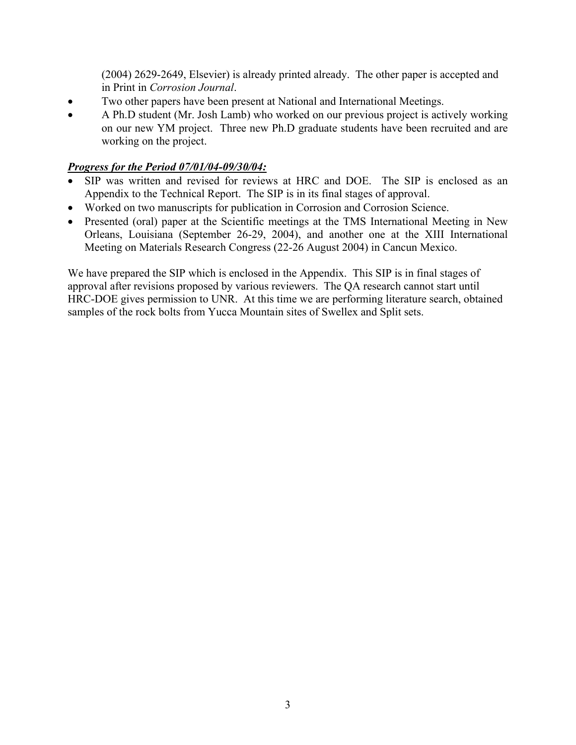(2004) 2629-2649, Elsevier) is already printed already. The other paper is accepted and in Print in *Corrosion Journal*.

- Two other papers have been present at National and International Meetings.
- A Ph.D student (Mr. Josh Lamb) who worked on our previous project is actively working on our new YM project. Three new Ph.D graduate students have been recruited and are working on the project.

***Progress for the Period 07/01/04-09/30/04:***

- SIP was written and revised for reviews at HRC and DOE. The SIP is enclosed as an Appendix to the Technical Report. The SIP is in its final stages of approval.
- Worked on two manuscripts for publication in Corrosion and Corrosion Science.
- Presented (oral) paper at the Scientific meetings at the TMS International Meeting in New Orleans, Louisiana (September 26-29, 2004), and another one at the XIII International Meeting on Materials Research Congress (22-26 August 2004) in Cancun Mexico.

We have prepared the SIP which is enclosed in the Appendix. This SIP is in final stages of approval after revisions proposed by various reviewers. The QA research cannot start until HRC-DOE gives permission to UNR. At this time we are performing literature search, obtained samples of the rock bolts from Yucca Mountain sites of Swellex and Split sets.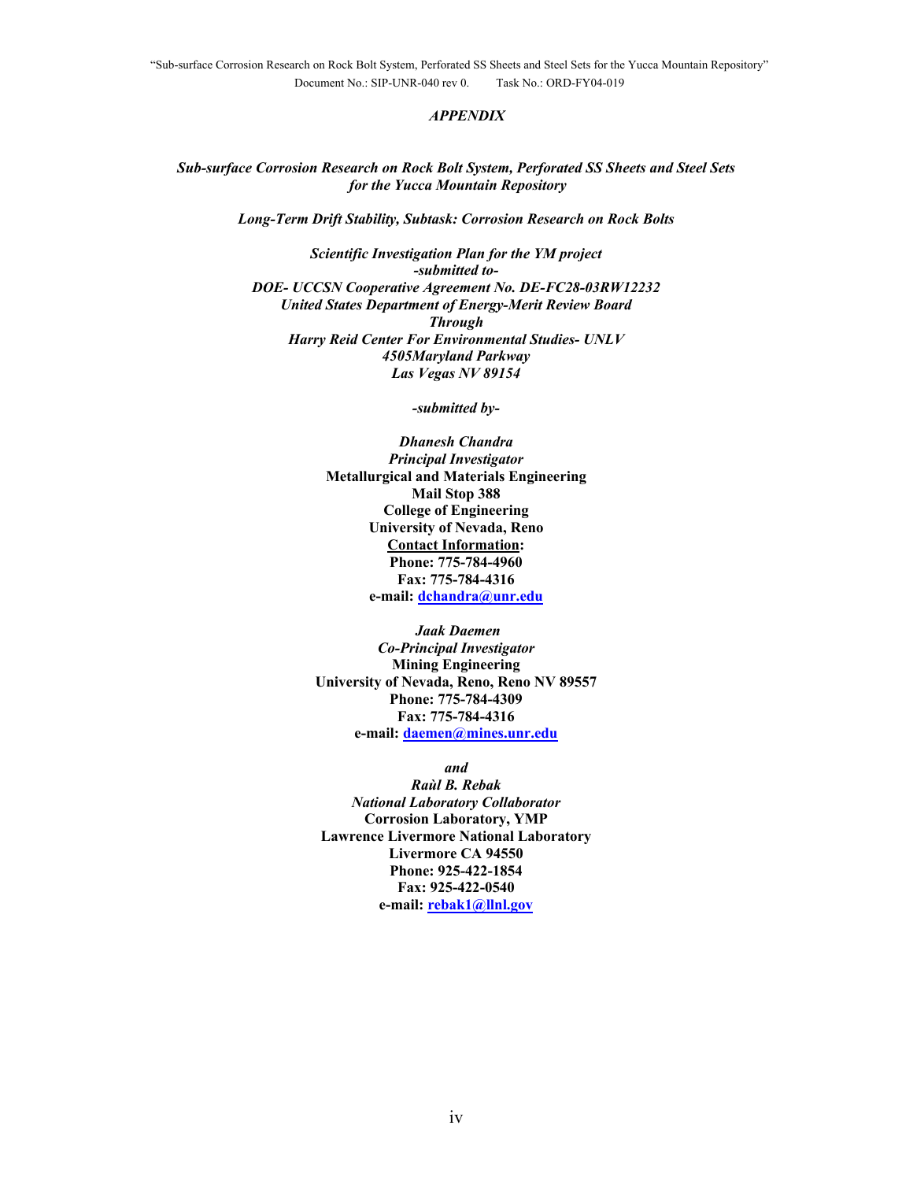*APPENDIX*

***Sub-surface Corrosion Research on Rock Bolt System, Perforated SS Sheets and Steel Sets for the Yucca Mountain Repository***

***Long-Term Drift Stability, Subtask: Corrosion Research on Rock Bolts***

***Scientific Investigation Plan for the YM project***
***-submitted to-***
***DOE- UCCSN Cooperative Agreement No. DE-FC28-03RW12232***
***United States Department of Energy-Merit Review Board***
***Through***
***Harry Reid Center For Environmental Studies- UNLV***
***4505Maryland Parkway***
***Las Vegas NV 89154***

***-submitted by-***

***Dhanesh Chandra***
***Principal Investigator***
**Metallurgical and Materials Engineering**
**Mail Stop 388**
**College of Engineering**
**University of Nevada, Reno**
**Contact Information:**
**Phone: 775-784-4960**
**Fax: 775-784-4316**
**e-mail: dchandra@unr.edu**

***Jaak Daemen***
***Co-Principal Investigator***
**Mining Engineering**
**University of Nevada, Reno, Reno NV 89557**
**Phone: 775-784-4309**
**Fax: 775-784-4316**
**e-mail: daemen@mines.unr.edu**

***and***

***Raùl B. Rebak***
***National Laboratory Collaborator***
**Corrosion Laboratory, YMP**
**Lawrence Livermore National Laboratory**
**Livermore CA 94550**
**Phone: 925-422-1854**
**Fax: 925-422-0540**
**e-mail: rebak1@llnl.gov**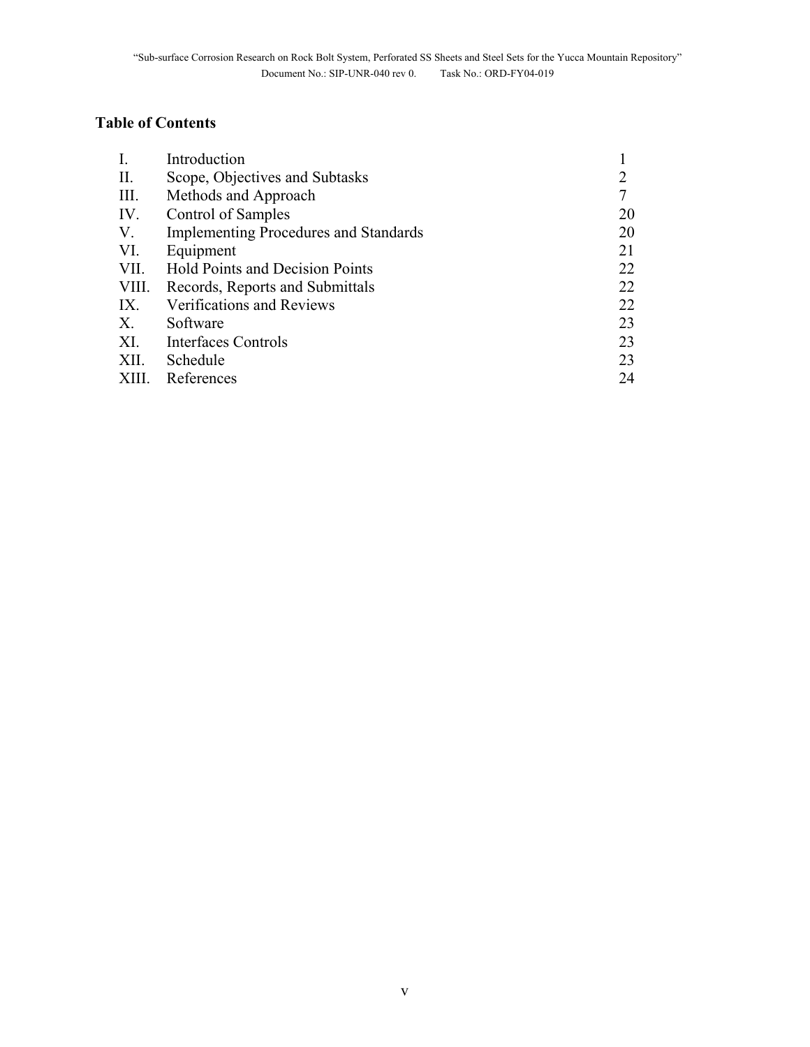## Table of Contents

| | | |
|---|---|---|
| I. | Introduction | 1 |
| II. | Scope, Objectives and Subtasks | 2 |
| III. | Methods and Approach | 7 |
| IV. | Control of Samples | 20 |
| V. | Implementing Procedures and Standards | 20 |
| VI. | Equipment | 21 |
| VII. | Hold Points and Decision Points | 22 |
| VIII. | Records, Reports and Submittals | 22 |
| IX. | Verifications and Reviews | 22 |
| X. | Software | 23 |
| XI. | Interfaces Controls | 23 |
| XII. | Schedule | 23 |
| XIII. | References | 24 |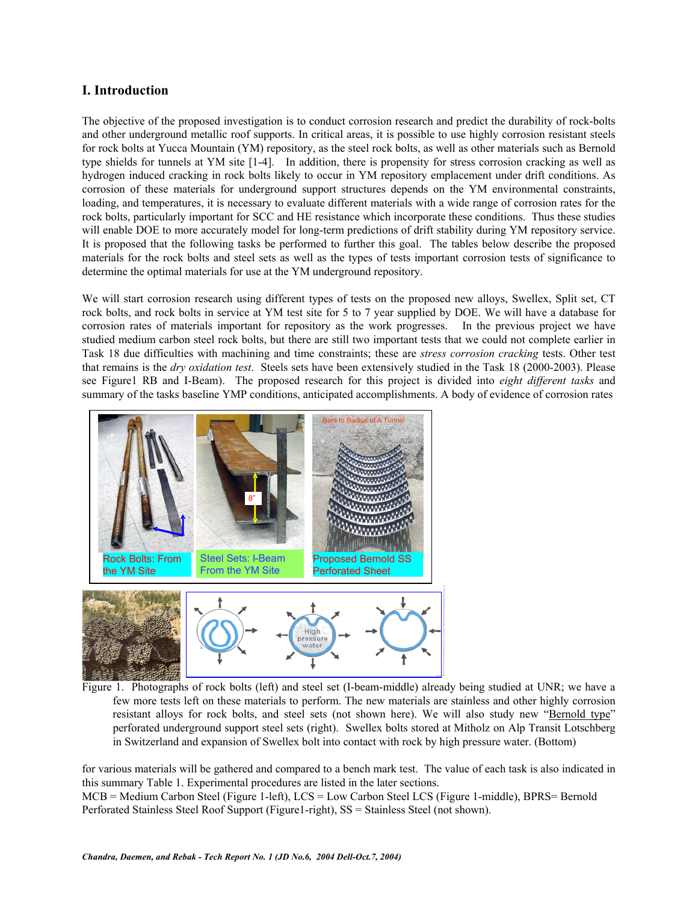## I. Introduction

The objective of the proposed investigation is to conduct corrosion research and predict the durability of rock-bolts and other underground metallic roof supports. In critical areas, it is possible to use highly corrosion resistant steels for rock bolts at Yucca Mountain (YM) repository, as the steel rock bolts, as well as other materials such as Bernold type shields for tunnels at YM site [1-4]. In addition, there is propensity for stress corrosion cracking as well as hydrogen induced cracking in rock bolts likely to occur in YM repository emplacement under drift conditions. As corrosion of these materials for underground support structures depends on the YM environmental constraints, loading, and temperatures, it is necessary to evaluate different materials with a wide range of corrosion rates for the rock bolts, particularly important for SCC and HE resistance which incorporate these conditions. Thus these studies will enable DOE to more accurately model for long-term predictions of drift stability during YM repository service. It is proposed that the following tasks be performed to further this goal. The tables below describe the proposed materials for the rock bolts and steel sets as well as the types of tests important corrosion tests of significance to determine the optimal materials for use at the YM underground repository.

We will start corrosion research using different types of tests on the proposed new alloys, Swellex, Split set, CT rock bolts, and rock bolts in service at YM test site for 5 to 7 year supplied by DOE. We will have a database for corrosion rates of materials important for repository as the work progresses. In the previous project we have studied medium carbon steel rock bolts, but there are still two important tests that we could not complete earlier in Task 18 due difficulties with machining and time constraints; these are *stress corrosion cracking* tests. Other test that remains is the *dry oxidation test*. Steels sets have been extensively studied in the Task 18 (2000-2003). Please see Figure1 RB and I-Beam). The proposed research for this project is divided into *eight different tasks* and summary of the tasks baseline YMP conditions, anticipated accomplishments. A body of evidence of corrosion rates for various materials will be gathered and compared to a bench mark test. The value of each task is also indicated in this summary Table 1. Experimental procedures are listed in the later sections.

Rock Bolts: From the YM Site

Steel Sets: I-Beam From the YM Site

Bent to Radius of A Tunnel

Proposed Bernold SS Perforated Sheet

Figure 1. Photographs of rock bolts (left) and steel set (I-beam-middle) already being studied at UNR; we have a few more tests left on these materials to perform. The new materials are stainless and other highly corrosion resistant alloys for rock bolts, and steel sets (not shown here). We will also study new "Bernold type" perforated underground support steel sets (right). Swellex bolts stored at Mitholz on Alp Transit Lotschberg in Switzerland and expansion of Swellex bolt into contact with rock by high pressure water. (Bottom)

MCB = Medium Carbon Steel (Figure 1-left), LCS = Low Carbon Steel LCS (Figure 1-middle), BPRS= Bernold Perforated Stainless Steel Roof Support (Figure1-right), SS = Stainless Steel (not shown).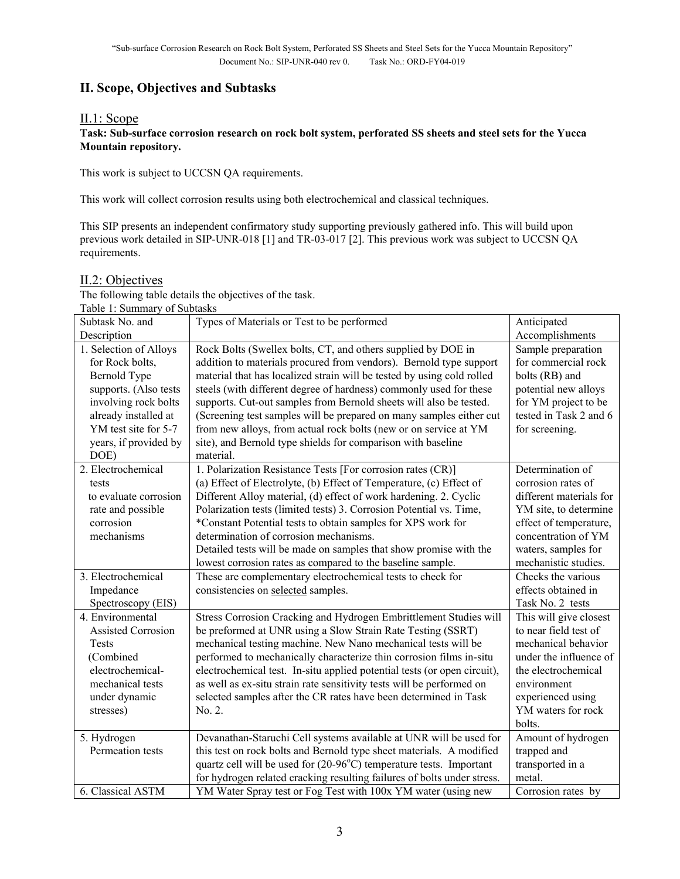## II. Scope, Objectives and Subtasks

### II.1: Scope

**Task: Sub-surface corrosion research on rock bolt system, perforated SS sheets and steel sets for the Yucca Mountain repository.**

This work is subject to UCCSN QA requirements.

This work will collect corrosion results using both electrochemical and classical techniques.

This SIP presents an independent confirmatory study supporting previously gathered info. This will build upon previous work detailed in SIP-UNR-018 [1] and TR-03-017 [2]. This previous work was subject to UCCSN QA requirements.

### II.2: Objectives

The following table details the objectives of the task.

Table 1: Summary of Subtasks

| Subtask No. and Description | Types of Materials or Test to be performed | Anticipated Accomplishments |
|---|---|---|
| 1. Selection of Alloys for Rock bolts, Bernold Type supports. (Also tests involving rock bolts already installed at YM test site for 5-7 years, if provided by DOE) | Rock Bolts (Swellex bolts, CT, and others supplied by DOE in addition to materials procured from vendors). Bernold type support material that has localized strain will be tested by using cold rolled steels (with different degree of hardness) commonly used for these supports. Cut-out samples from Bernold sheets will also be tested. (Screening test samples will be prepared on many samples either cut from new alloys, from actual rock bolts (new or on service at YM site), and Bernold type shields for comparison with baseline material. | Sample preparation for commercial rock bolts (RB) and potential new alloys for YM project to be tested in Task 2 and 6 for screening. |
| 2. Electrochemical tests to evaluate corrosion rate and possible corrosion mechanisms | 1. Polarization Resistance Tests [For corrosion rates (CR)] (a) Effect of Electrolyte, (b) Effect of Temperature, (c) Effect of Different Alloy material, (d) effect of work hardening. 2. Cyclic Polarization tests (limited tests) 3. Corrosion Potential vs. Time, *Constant Potential tests to obtain samples for XPS work for determination of corrosion mechanisms. Detailed tests will be made on samples that show promise with the lowest corrosion rates as compared to the baseline sample. | Determination of corrosion rates of different materials for YM site, to determine effect of temperature, concentration of YM waters, samples for mechanistic studies. |
| 3. Electrochemical Impedance Spectroscopy (EIS) | These are complementary electrochemical tests to check for consistencies on selected samples. | Checks the various effects obtained in Task No. 2 tests |
| 4. Environmental Assisted Corrosion Tests (Combined electrochemical-mechanical tests under dynamic stresses) | Stress Corrosion Cracking and Hydrogen Embrittlement Studies will be preformed at UNR using a Slow Strain Rate Testing (SSRT) mechanical testing machine. New Nano mechanical tests will be performed to mechanically characterize thin corrosion films in-situ electrochemical test. In-situ applied potential tests (or open circuit), as well as ex-situ strain rate sensitivity tests will be performed on selected samples after the CR rates have been determined in Task No. 2. | This will give closest to near field test of mechanical behavior under the influence of the electrochemical environment experienced using YM waters for rock bolts. |
| 5. Hydrogen Permeation tests | Devanathan-Staruchi Cell systems available at UNR will be used for this test on rock bolts and Bernold type sheet materials. A modified quartz cell will be used for (20-96°C) temperature tests. Important for hydrogen related cracking resulting failures of bolts under stress. | Amount of hydrogen trapped and transported in a metal. |
| 6. Classical ASTM | YM Water Spray test or Fog Test with 100x YM water (using new | Corrosion rates by |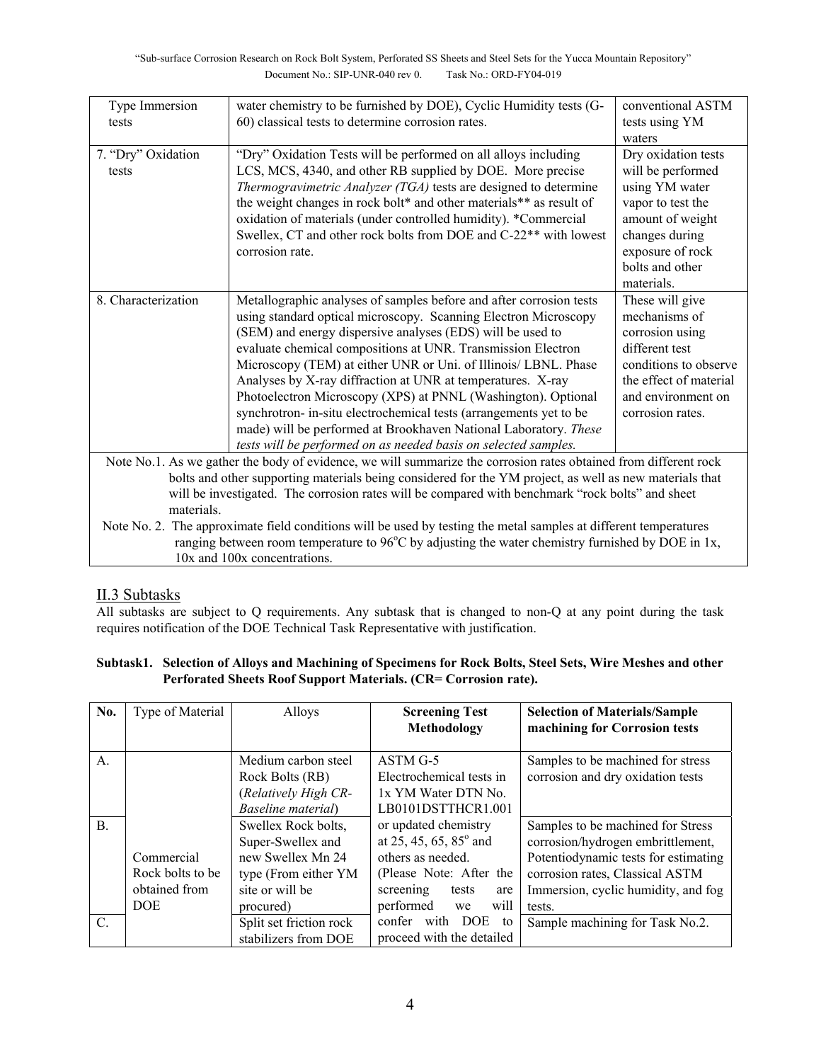| | | |
|---|---|---|
| Type Immersion tests | water chemistry to be furnished by DOE), Cyclic Humidity tests (G-60) classical tests to determine corrosion rates. | conventional ASTM tests using YM waters |
| 7. "Dry" Oxidation tests | "Dry" Oxidation Tests will be performed on all alloys including LCS, MCS, 4340, and other RB supplied by DOE. More precise *Thermogravimetric Analyzer (TGA)* tests are designed to determine the weight changes in rock bolt* and other materials** as result of oxidation of materials (under controlled humidity). *Commercial Swellex, CT and other rock bolts from DOE and C-22** with lowest corrosion rate. | Dry oxidation tests will be performed using YM water vapor to test the amount of weight changes during exposure of rock bolts and other materials. |
| 8. Characterization | Metallographic analyses of samples before and after corrosion tests using standard optical microscopy. Scanning Electron Microscopy (SEM) and energy dispersive analyses (EDS) will be used to evaluate chemical compositions at UNR. Transmission Electron Microscopy (TEM) at either UNR or Uni. of Illinois/ LBNL. Phase Analyses by X-ray diffraction at UNR at temperatures. X-ray Photoelectron Microscopy (XPS) at PNNL (Washington). Optional synchrotron- in-situ electrochemical tests (arrangements yet to be made) will be performed at Brookhaven National Laboratory. *These tests will be performed on as needed basis on selected samples.* | These will give mechanisms of corrosion using different test conditions to observe the effect of material and environment on corrosion rates. |

Note No.1. As we gather the body of evidence, we will summarize the corrosion rates obtained from different rock bolts and other supporting materials being considered for the YM project, as well as new materials that will be investigated. The corrosion rates will be compared with benchmark "rock bolts" and sheet materials.

Note No. 2. The approximate field conditions will be used by testing the metal samples at different temperatures ranging between room temperature to 96°C by adjusting the water chemistry furnished by DOE in 1x, 10x and 100x concentrations.

## II.3 Subtasks

All subtasks are subject to Q requirements. Any subtask that is changed to non-Q at any point during the task requires notification of the DOE Technical Task Representative with justification.

**Subtask1. Selection of Alloys and Machining of Specimens for Rock Bolts, Steel Sets, Wire Meshes and other Perforated Sheets Roof Support Materials. (CR= Corrosion rate).**

| No. | Type of Material | Alloys | **Screening Test Methodology** | **Selection of Materials/Sample machining for Corrosion tests** |
|---|---|---|---|---|
| A. | Commercial Rock bolts to be obtained from DOE | Medium carbon steel Rock Bolts (RB) (*Relatively High CR-Baseline material*) | ASTM G-5 Electrochemical tests in 1x YM Water DTN No. LB0101DSTTHCR1.001 or updated chemistry at 25, 45, 65, 85° and others as needed. (Please Note: After the screening tests are performed we will confer with DOE to proceed with the detailed | Samples to be machined for stress corrosion and dry oxidation tests |
| B. | | Swellex Rock bolts, Super-Swellex and new Swellex Mn 24 type (From either YM site or will be procured) | | Samples to be machined for Stress corrosion/hydrogen embrittlement, Potentiodynamic tests for estimating corrosion rates, Classical ASTM Immersion, cyclic humidity, and fog tests. |
| C. | | Split set friction rock stabilizers from DOE | | Sample machining for Task No.2. |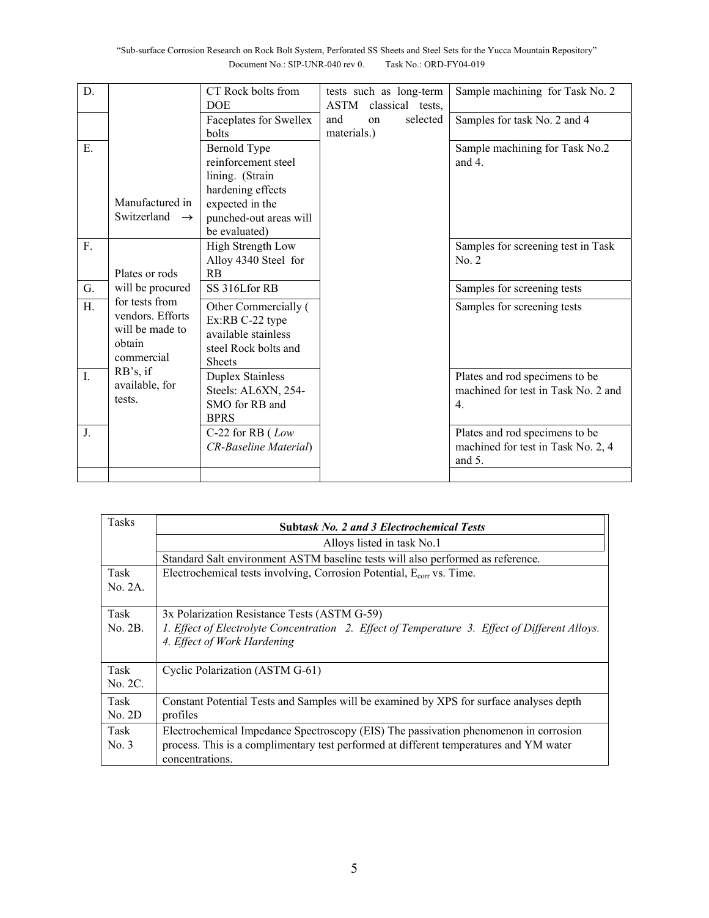| D. | | CT Rock bolts from DOE | tests such as long-term ASTM classical tests, and on selected materials.) | Sample machining for Task No. 2 |
|---|---|---|---|---|
| | | Faceplates for Swellex bolts | | Samples for task No. 2 and 4 |
| E. | Manufactured in Switzerland → | Bernold Type reinforcement steel lining. (Strain hardening effects expected in the punched-out areas will be evaluated) | | Sample machining for Task No.2 and 4. |
| F. | Plates or rods will be procured for tests from vendors. Efforts will be made to obtain commercial RB's, if available, for tests. | High Strength Low Alloy 4340 Steel for RB | | Samples for screening test in Task No. 2 |
| G. | | SS 316Lfor RB | | Samples for screening tests |
| H. | | Other Commercially ( Ex:RB C-22 type available stainless steel Rock bolts and Sheets | | Samples for screening tests |
| I. | | Duplex Stainless Steels: AL6XN, 254-SMO for RB and BPRS | | Plates and rod specimens to be machined for test in Task No. 2 and 4. |
| J. | | C-22 for RB ( *Low CR-Baseline Material*) | | Plates and rod specimens to be machined for test in Task No. 2, 4 and 5. |
| | | | | |

| Tasks | **Sub*task No. 2 and 3 Electrochemical Tests*** |
|---|---|
| | Alloys listed in task No.1 |
| | Standard Salt environment ASTM baseline tests will also performed as reference. |
| Task No. 2A. | Electrochemical tests involving, Corrosion Potential, $E_{corr}$ vs. Time. |
| Task No. 2B. | 3x Polarization Resistance Tests (ASTM G-59)<br>*1. Effect of Electrolyte Concentration 2. Effect of Temperature 3. Effect of Different Alloys. 4. Effect of Work Hardening* |
| Task No. 2C. | Cyclic Polarization (ASTM G-61) |
| Task No. 2D | Constant Potential Tests and Samples will be examined by XPS for surface analyses depth profiles |
| Task No. 3 | Electrochemical Impedance Spectroscopy (EIS) The passivation phenomenon in corrosion process. This is a complimentary test performed at different temperatures and YM water concentrations. |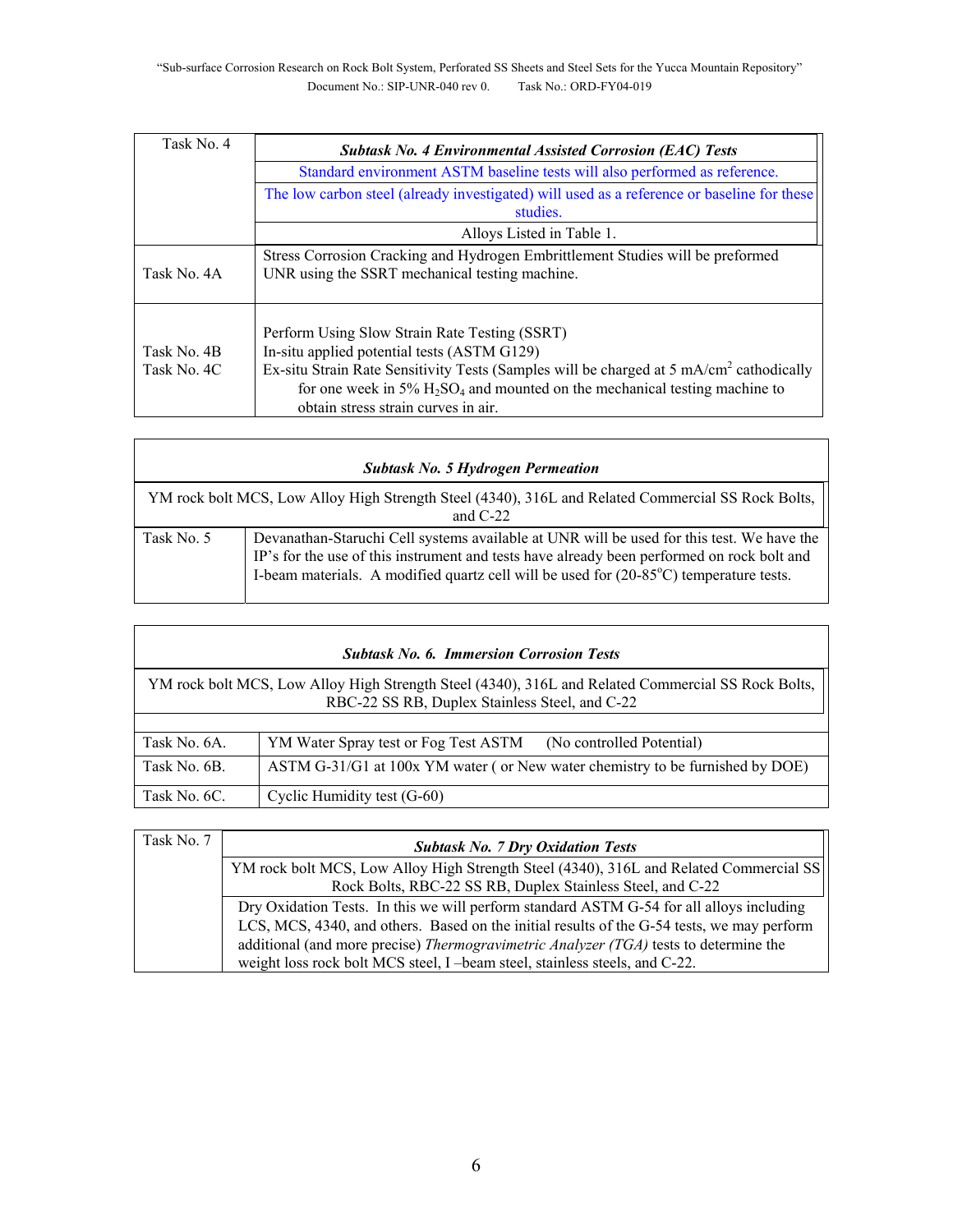| Task No. 4 | ***Subtask No. 4 Environmental Assisted Corrosion (EAC) Tests*** |
|---|---|
| | Standard environment ASTM baseline tests will also performed as reference. |
| | The low carbon steel (already investigated) will used as a reference or baseline for these studies. |
| | Alloys Listed in Table 1. |
| Task No. 4A | Stress Corrosion Cracking and Hydrogen Embrittlement Studies will be preformed UNR using the SSRT mechanical testing machine. |
| Task No. 4B<br>Task No. 4C | Perform Using Slow Strain Rate Testing (SSRT)<br>In-situ applied potential tests (ASTM G129)<br>Ex-situ Strain Rate Sensitivity Tests (Samples will be charged at 5 mA/cm$^2$ cathodically for one week in 5% $H_2SO_4$ and mounted on the mechanical testing machine to obtain stress strain curves in air. |

| ***Subtask No. 5 Hydrogen Permeation*** | |
|---|---|
| YM rock bolt MCS, Low Alloy High Strength Steel (4340), 316L and Related Commercial SS Rock Bolts, and C-22 | |
| Task No. 5 | Devanathan-Staruchi Cell systems available at UNR will be used for this test. We have the IP's for the use of this instrument and tests have already been performed on rock bolt and I-beam materials. A modified quartz cell will be used for (20-85$^{o}$C) temperature tests. |

| ***Subtask No. 6. Immersion Corrosion Tests*** | |
|---|---|
| YM rock bolt MCS, Low Alloy High Strength Steel (4340), 316L and Related Commercial SS Rock Bolts, RBC-22 SS RB, Duplex Stainless Steel, and C-22 | |
| Task No. 6A. | YM Water Spray test or Fog Test ASTM (No controlled Potential) |
| Task No. 6B. | ASTM G-31/G1 at 100x YM water ( or New water chemistry to be furnished by DOE) |
| Task No. 6C. | Cyclic Humidity test (G-60) |

| Task No. 7 | ***Subtask No. 7 Dry Oxidation Tests*** |
|---|---|
| | YM rock bolt MCS, Low Alloy High Strength Steel (4340), 316L and Related Commercial SS Rock Bolts, RBC-22 SS RB, Duplex Stainless Steel, and C-22 |
| | Dry Oxidation Tests. In this we will perform standard ASTM G-54 for all alloys including LCS, MCS, 4340, and others. Based on the initial results of the G-54 tests, we may perform additional (and more precise) *Thermogravimetric Analyzer (TGA)* tests to determine the weight loss rock bolt MCS steel, I –beam steel, stainless steels, and C-22. |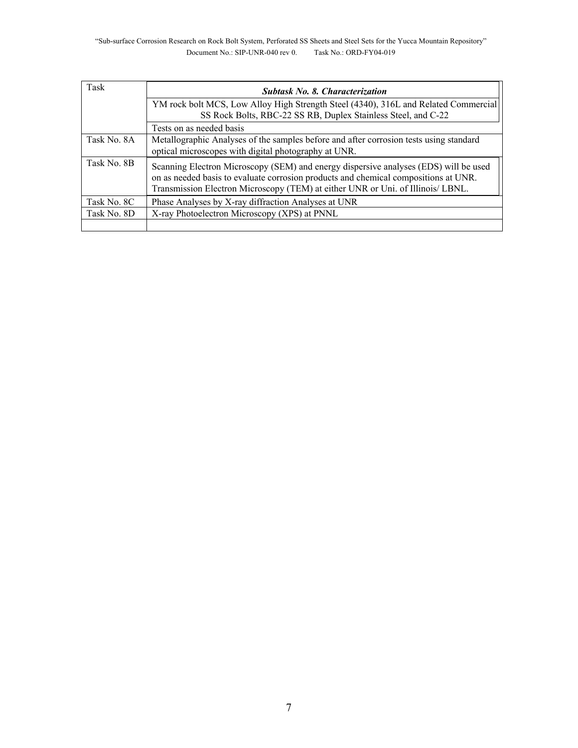| Task | ***Subtask No. 8. Characterization*** |
|---|---|
| | YM rock bolt MCS, Low Alloy High Strength Steel (4340), 316L and Related Commercial SS Rock Bolts, RBC-22 SS RB, Duplex Stainless Steel, and C-22 |
| | Tests on as needed basis |
| Task No. 8A | Metallographic Analyses of the samples before and after corrosion tests using standard optical microscopes with digital photography at UNR. |
| Task No. 8B | Scanning Electron Microscopy (SEM) and energy dispersive analyses (EDS) will be used on as needed basis to evaluate corrosion products and chemical compositions at UNR. Transmission Electron Microscopy (TEM) at either UNR or Uni. of Illinois/ LBNL. |
| Task No. 8C | Phase Analyses by X-ray diffraction Analyses at UNR |
| Task No. 8D | X-ray Photoelectron Microscopy (XPS) at PNNL |
| | |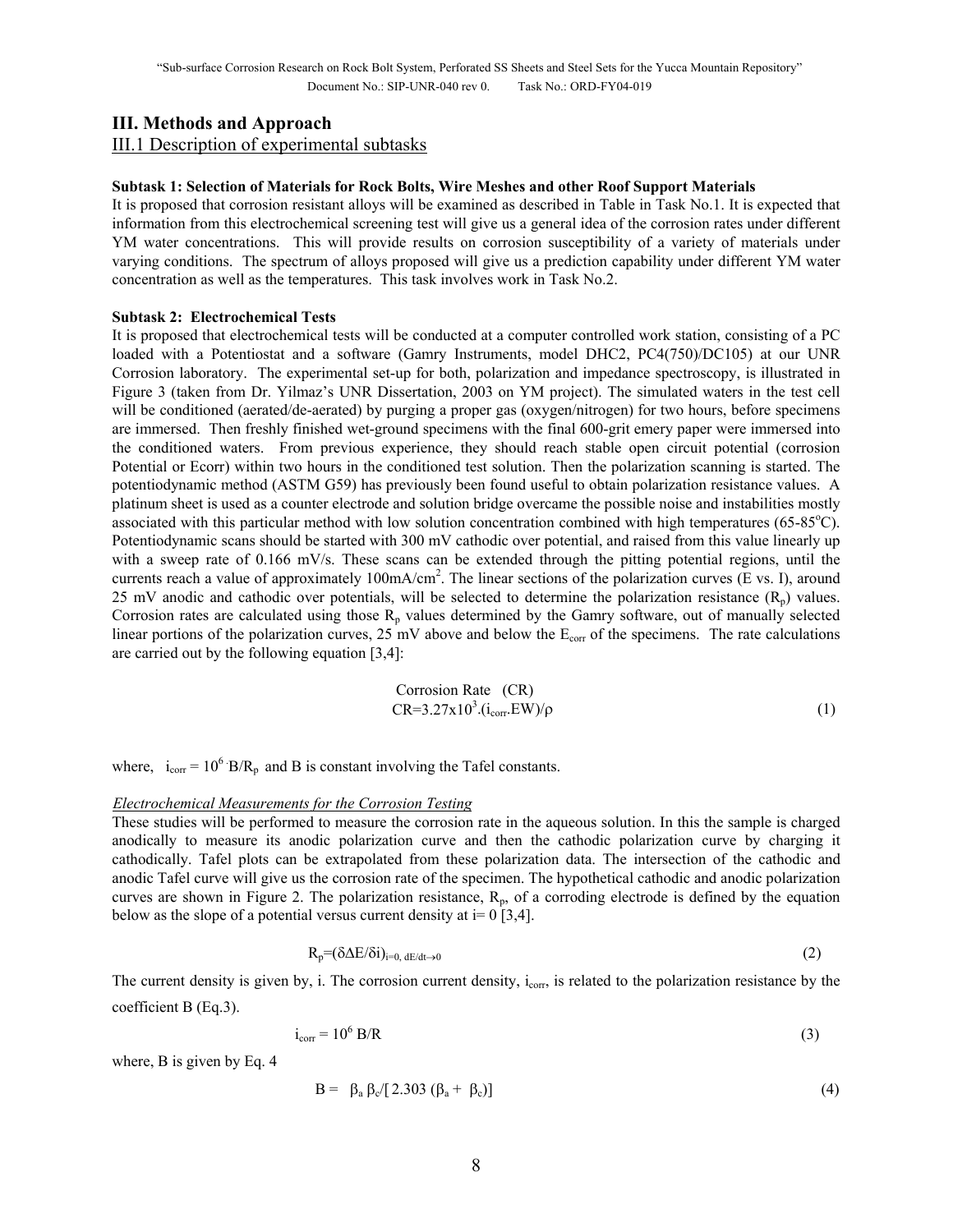## III. Methods and Approach

### III.1 Description of experimental subtasks

**Subtask 1: Selection of Materials for Rock Bolts, Wire Meshes and other Roof Support Materials**

It is proposed that corrosion resistant alloys will be examined as described in Table in Task No.1. It is expected that information from this electrochemical screening test will give us a general idea of the corrosion rates under different YM water concentrations. This will provide results on corrosion susceptibility of a variety of materials under varying conditions. The spectrum of alloys proposed will give us a prediction capability under different YM water concentration as well as the temperatures. This task involves work in Task No.2.

**Subtask 2: Electrochemical Tests**

It is proposed that electrochemical tests will be conducted at a computer controlled work station, consisting of a PC loaded with a Potentiostat and a software (Gamry Instruments, model DHC2, PC4(750)/DC105) at our UNR Corrosion laboratory. The experimental set-up for both, polarization and impedance spectroscopy, is illustrated in Figure 3 (taken from Dr. Yilmaz's UNR Dissertation, 2003 on YM project). The simulated waters in the test cell will be conditioned (aerated/de-aerated) by purging a proper gas (oxygen/nitrogen) for two hours, before specimens are immersed. Then freshly finished wet-ground specimens with the final 600-grit emery paper were immersed into the conditioned waters. From previous experience, they should reach stable open circuit potential (corrosion Potential or Ecorr) within two hours in the conditioned test solution. Then the polarization scanning is started. The potentiodynamic method (ASTM G59) has previously been found useful to obtain polarization resistance values. A platinum sheet is used as a counter electrode and solution bridge overcame the possible noise and instabilities mostly associated with this particular method with low solution concentration combined with high temperatures (65-85$^{o}$C). Potentiodynamic scans should be started with 300 mV cathodic over potential, and raised from this value linearly up with a sweep rate of 0.166 mV/s. These scans can be extended through the pitting potential regions, until the currents reach a value of approximately 100mA/cm$^2$. The linear sections of the polarization curves (E vs. I), around 25 mV anodic and cathodic over potentials, will be selected to determine the polarization resistance ($R_p$) values. Corrosion rates are calculated using those $R_p$ values determined by the Gamry software, out of manually selected linear portions of the polarization curves, 25 mV above and below the $E_{corr}$ of the specimens. The rate calculations are carried out by the following equation [3,4]:

Corrosion Rate (CR)

$$CR=3.27x10^3.(i_{corr}.EW)/\rho \tag{1}$$

where, $i_{corr} = 10^6 \cdot B/R_p$ and B is constant involving the Tafel constants.

*Electrochemical Measurements for the Corrosion Testing*

These studies will be performed to measure the corrosion rate in the aqueous solution. In this the sample is charged anodically to measure its anodic polarization curve and then the cathodic polarization curve by charging it cathodically. Tafel plots can be extrapolated from these polarization data. The intersection of the cathodic and anodic Tafel curve will give us the corrosion rate of the specimen. The hypothetical cathodic and anodic polarization curves are shown in Figure 2. The polarization resistance, $R_p$, of a corroding electrode is defined by the equation below as the slope of a potential versus current density at i= 0 [3,4].

$$R_p=(\delta\Delta E/\delta i)_{i=0,\ dE/dt\rightarrow 0} \tag{2}$$

The current density is given by, i. The corrosion current density, $i_{corr}$, is related to the polarization resistance by the coefficient B (Eq.3).

$$i_{corr} = 10^6\ B/R \tag{3}$$

where, B is given by Eq. 4

$$B = \beta_a\ \beta_c/[\,2.303\ (\beta_a + \beta_c)] \tag{4}$$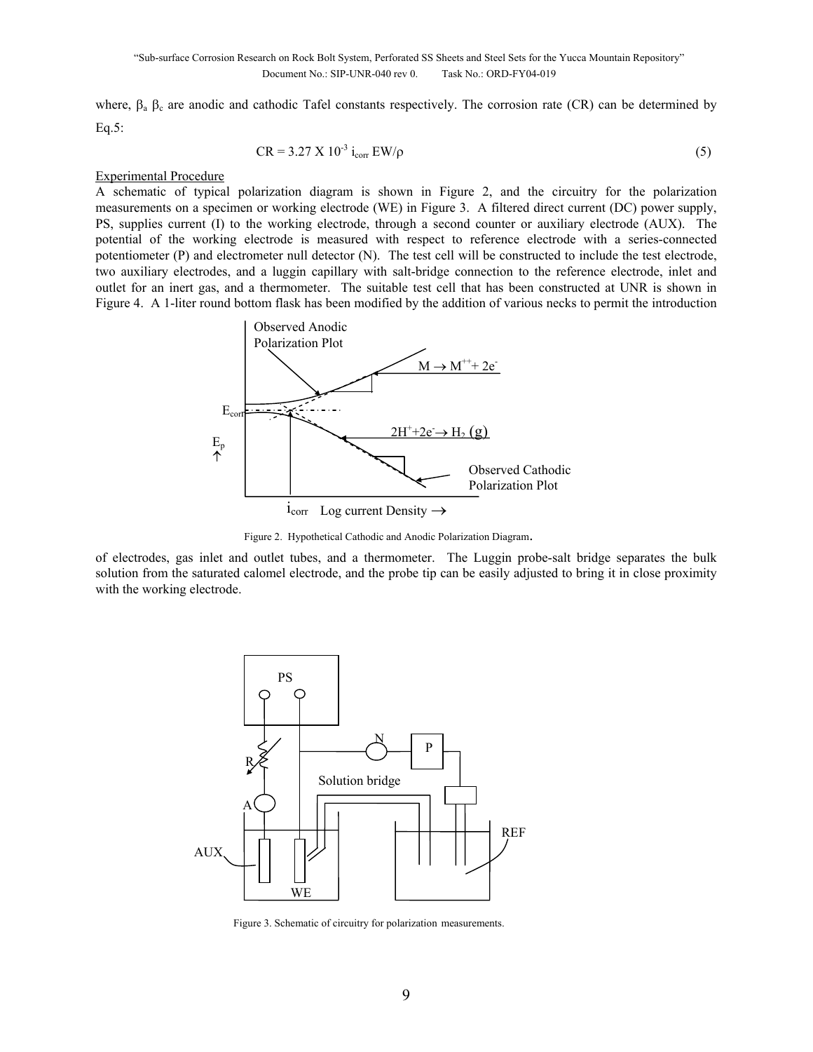where, $\beta_a$ $\beta_c$ are anodic and cathodic Tafel constants respectively. The corrosion rate (CR) can be determined by Eq.5:

$$CR = 3.27 \times 10^{-3}\ i_{corr}\ EW/\rho \tag{5}$$

Experimental Procedure

A schematic of typical polarization diagram is shown in Figure 2, and the circuitry for the polarization measurements on a specimen or working electrode (WE) in Figure 3. A filtered direct current (DC) power supply, PS, supplies current (I) to the working electrode, through a second counter or auxiliary electrode (AUX). The potential of the working electrode is measured with respect to reference electrode with a series-connected potentiometer (P) and electrometer null detector (N). The test cell will be constructed to include the test electrode, two auxiliary electrodes, and a luggin capillary with salt-bridge connection to the reference electrode, inlet and outlet for an inert gas, and a thermometer. The suitable test cell that has been constructed at UNR is shown in Figure 4. A 1-liter round bottom flask has been modified by the addition of various necks to permit the introduction of electrodes, gas inlet and outlet tubes, and a thermometer. The Luggin probe-salt bridge separates the bulk solution from the saturated calomel electrode, and the probe tip can be easily adjusted to bring it in close proximity with the working electrode.

Figure 2. Hypothetical Cathodic and Anodic Polarization Diagram.

Figure 3. Schematic of circuitry for polarization measurements.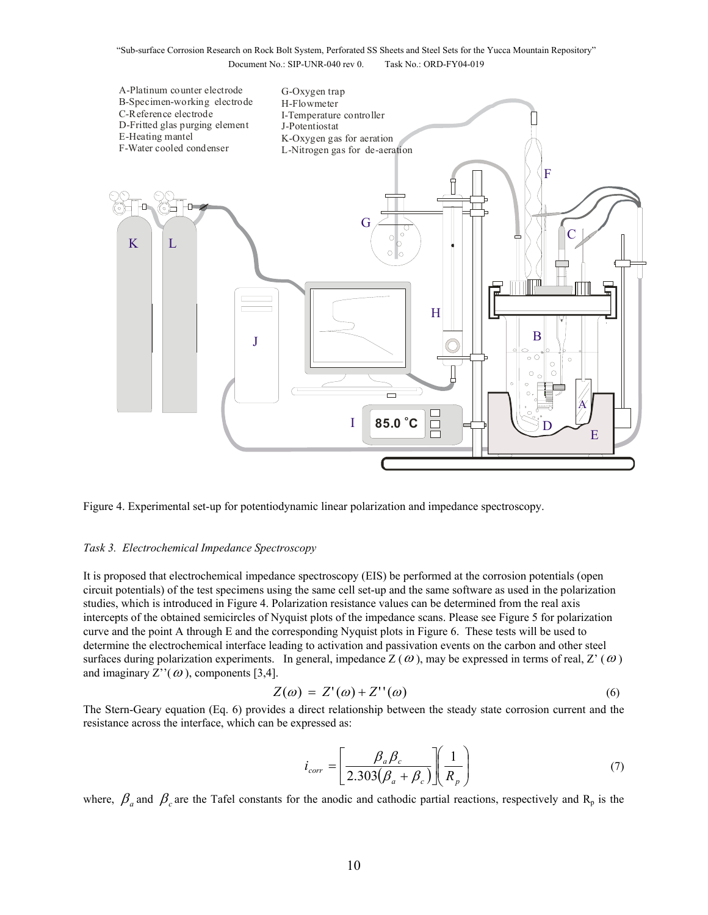A-Platinum counter electrode
B-Specimen-working electrode
C-Reference electrode
D-Fritted glas purging element
E-Heating mantel
F-Water cooled condenser

G-Oxygen trap
H-Flowmeter
I-Temperature controller
J-Potentiostat
K-Oxygen gas for aeration
L-Nitrogen gas for de-aeration

Figure 4. Experimental set-up for potentiodynamic linear polarization and impedance spectroscopy.

*Task 3. Electrochemical Impedance Spectroscopy*

It is proposed that electrochemical impedance spectroscopy (EIS) be performed at the corrosion potentials (open circuit potentials) of the test specimens using the same cell set-up and the same software as used in the polarization studies, which is introduced in Figure 4. Polarization resistance values can be determined from the real axis intercepts of the obtained semicircles of Nyquist plots of the impedance scans. Please see Figure 5 for polarization curve and the point A through E and the corresponding Nyquist plots in Figure 6. These tests will be used to determine the electrochemical interface leading to activation and passivation events on the carbon and other steel surfaces during polarization experiments. In general, impedance Z ($\omega$), may be expressed in terms of real, Z' ($\omega$) and imaginary Z''($\omega$), components [3,4].

$$Z(\omega) = Z'(\omega) + Z''(\omega) \tag{6}$$

The Stern-Geary equation (Eq. 6) provides a direct relationship between the steady state corrosion current and the resistance across the interface, which can be expressed as:

$$i_{corr} = \left[\frac{\beta_a \beta_c}{2.303(\beta_a + \beta_c)}\right]\left(\frac{1}{R_p}\right) \tag{7}$$

where, $\beta_a$ and $\beta_c$ are the Tafel constants for the anodic and cathodic partial reactions, respectively and $R_p$ is the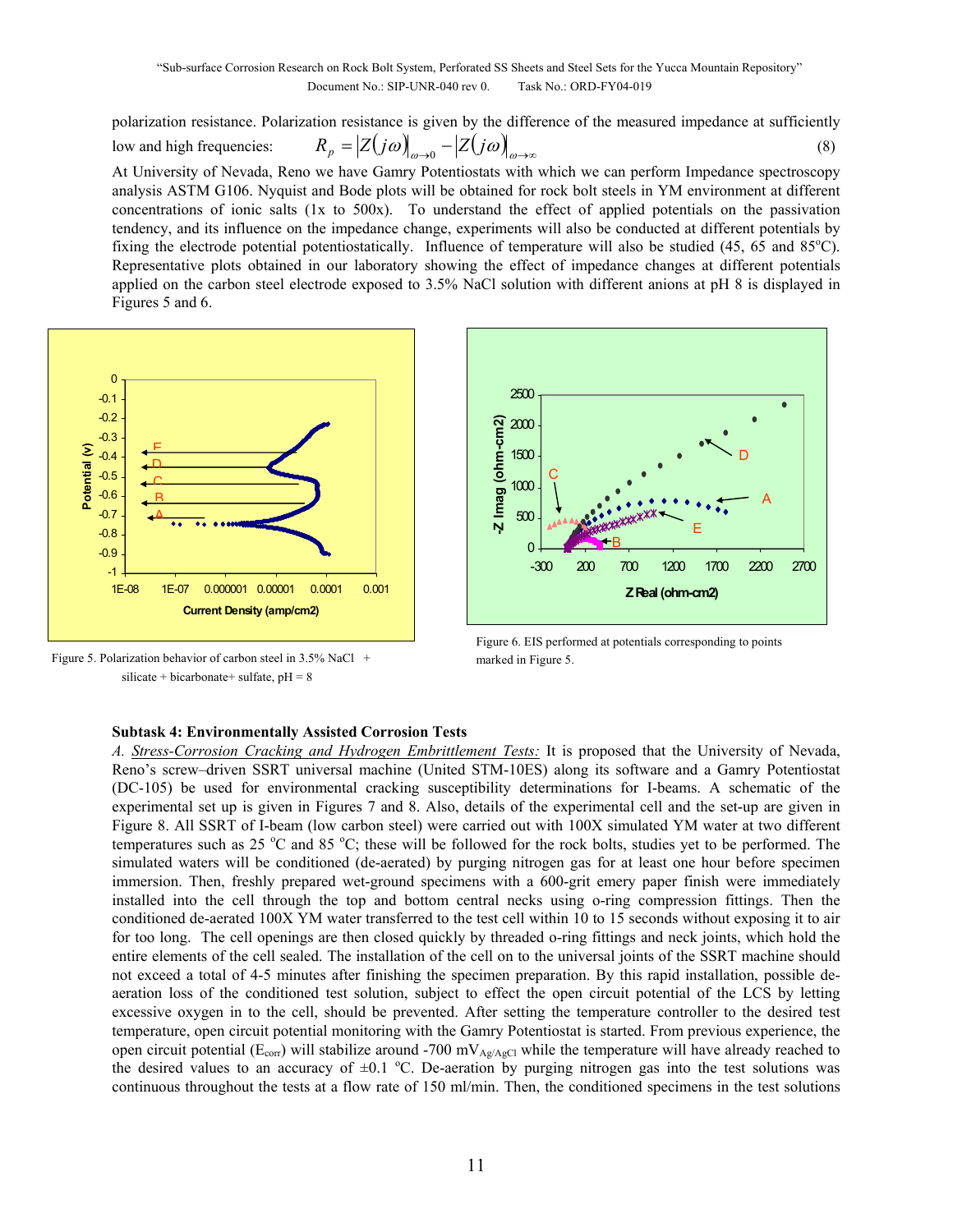polarization resistance. Polarization resistance is given by the difference of the measured impedance at sufficiently low and high frequencies: $R_p = |Z(j\omega)|_{\omega \to 0} - |Z(j\omega)|_{\omega \to \infty}$ (8)

At University of Nevada, Reno we have Gamry Potentiostats with which we can perform Impedance spectroscopy analysis ASTM G106. Nyquist and Bode plots will be obtained for rock bolt steels in YM environment at different concentrations of ionic salts (1x to 500x). To understand the effect of applied potentials on the passivation tendency, and its influence on the impedance change, experiments will also be conducted at different potentials by fixing the electrode potential potentiostatically. Influence of temperature will also be studied (45, 65 and 85°C). Representative plots obtained in our laboratory showing the effect of impedance changes at different potentials applied on the carbon steel electrode exposed to 3.5% NaCl solution with different anions at pH 8 is displayed in Figures 5 and 6.

Figure 5. Polarization behavior of carbon steel in 3.5% NaCl + silicate + bicarbonate+ sulfate, pH = 8

Figure 6. EIS performed at potentials corresponding to points marked in Figure 5.

**Subtask 4: Environmentally Assisted Corrosion Tests**

*A. Stress-Corrosion Cracking and Hydrogen Embrittlement Tests:* It is proposed that the University of Nevada, Reno's screw–driven SSRT universal machine (United STM-10ES) along its software and a Gamry Potentiostat (DC-105) be used for environmental cracking susceptibility determinations for I-beams. A schematic of the experimental set up is given in Figures 7 and 8. Also, details of the experimental cell and the set-up are given in Figure 8. All SSRT of I-beam (low carbon steel) were carried out with 100X simulated YM water at two different temperatures such as 25 °C and 85 °C; these will be followed for the rock bolts, studies yet to be performed. The simulated waters will be conditioned (de-aerated) by purging nitrogen gas for at least one hour before specimen immersion. Then, freshly prepared wet-ground specimens with a 600-grit emery paper finish were immediately installed into the cell through the top and bottom central necks using o-ring compression fittings. Then the conditioned de-aerated 100X YM water transferred to the test cell within 10 to 15 seconds without exposing it to air for too long. The cell openings are then closed quickly by threaded o-ring fittings and neck joints, which hold the entire elements of the cell sealed. The installation of the cell on to the universal joints of the SSRT machine should not exceed a total of 4-5 minutes after finishing the specimen preparation. By this rapid installation, possible de-aeration loss of the conditioned test solution, subject to effect the open circuit potential of the LCS by letting excessive oxygen in to the cell, should be prevented. After setting the temperature controller to the desired test temperature, open circuit potential monitoring with the Gamry Potentiostat is started. From previous experience, the open circuit potential ($E_{corr}$) will stabilize around -700 $mV_{Ag/AgCl}$ while the temperature will have already reached to the desired values to an accuracy of ±0.1 °C. De-aeration by purging nitrogen gas into the test solutions was continuous throughout the tests at a flow rate of 150 ml/min. Then, the conditioned specimens in the test solutions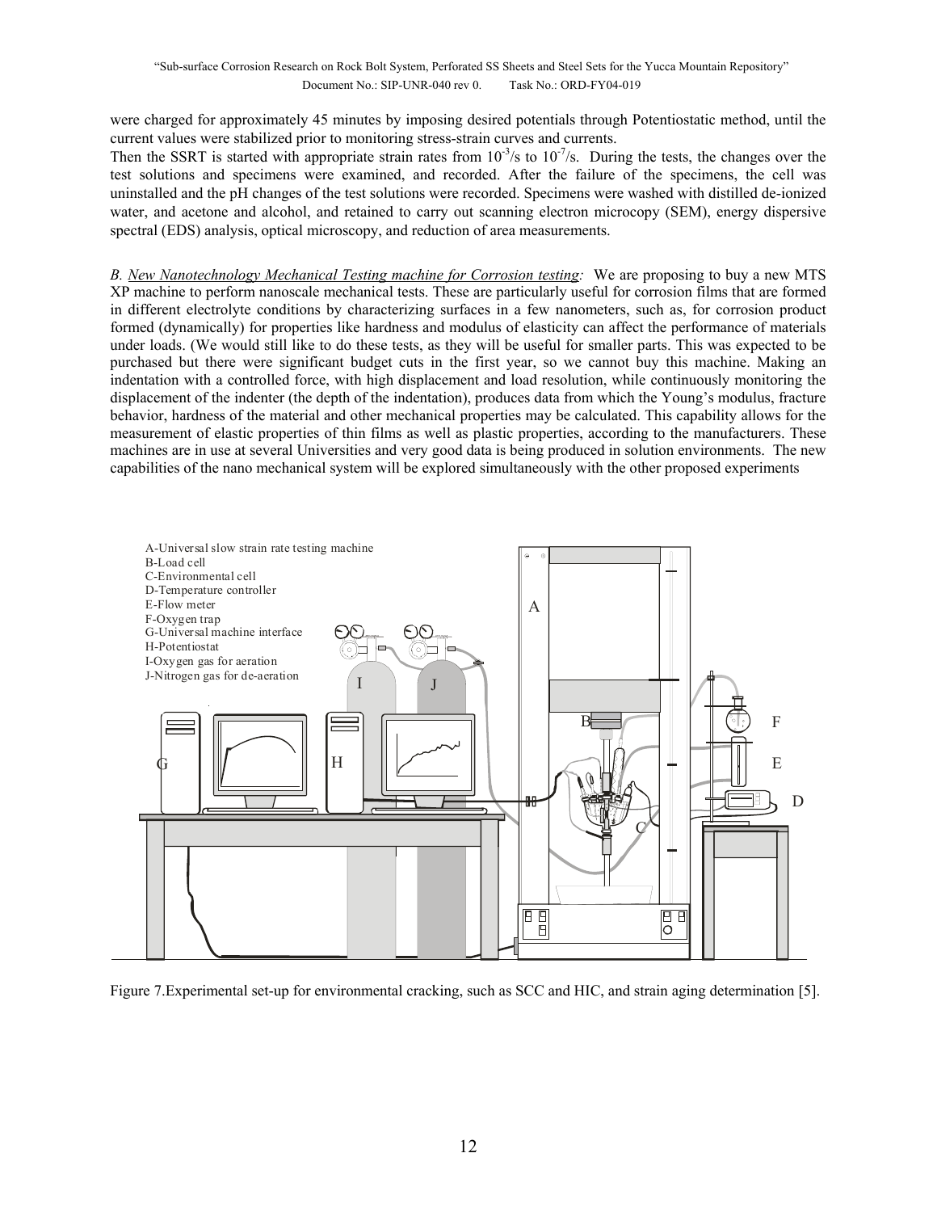were charged for approximately 45 minutes by imposing desired potentials through Potentiostatic method, until the current values were stabilized prior to monitoring stress-strain curves and currents.

Then the SSRT is started with appropriate strain rates from $10^{-3}$/s to $10^{-7}$/s. During the tests, the changes over the test solutions and specimens were examined, and recorded. After the failure of the specimens, the cell was uninstalled and the pH changes of the test solutions were recorded. Specimens were washed with distilled de-ionized water, and acetone and alcohol, and retained to carry out scanning electron microcopy (SEM), energy dispersive spectral (EDS) analysis, optical microscopy, and reduction of area measurements.

*B. New Nanotechnology Mechanical Testing machine for Corrosion testing:* We are proposing to buy a new MTS XP machine to perform nanoscale mechanical tests. These are particularly useful for corrosion films that are formed in different electrolyte conditions by characterizing surfaces in a few nanometers, such as, for corrosion product formed (dynamically) for properties like hardness and modulus of elasticity can affect the performance of materials under loads. (We would still like to do these tests, as they will be useful for smaller parts. This was expected to be purchased but there were significant budget cuts in the first year, so we cannot buy this machine. Making an indentation with a controlled force, with high displacement and load resolution, while continuously monitoring the displacement of the indenter (the depth of the indentation), produces data from which the Young's modulus, fracture behavior, hardness of the material and other mechanical properties may be calculated. This capability allows for the measurement of elastic properties of thin films as well as plastic properties, according to the manufacturers. These machines are in use at several Universities and very good data is being produced in solution environments. The new capabilities of the nano mechanical system will be explored simultaneously with the other proposed experiments

A-Universal slow strain rate testing machine
B-Load cell
C-Environmental cell
D-Temperature controller
E-Flow meter
F-Oxygen trap
G-Universal machine interface
H-Potentiostat
I-Oxygen gas for aeration
J-Nitrogen gas for de-aeration

Figure 7.Experimental set-up for environmental cracking, such as SCC and HIC, and strain aging determination [5].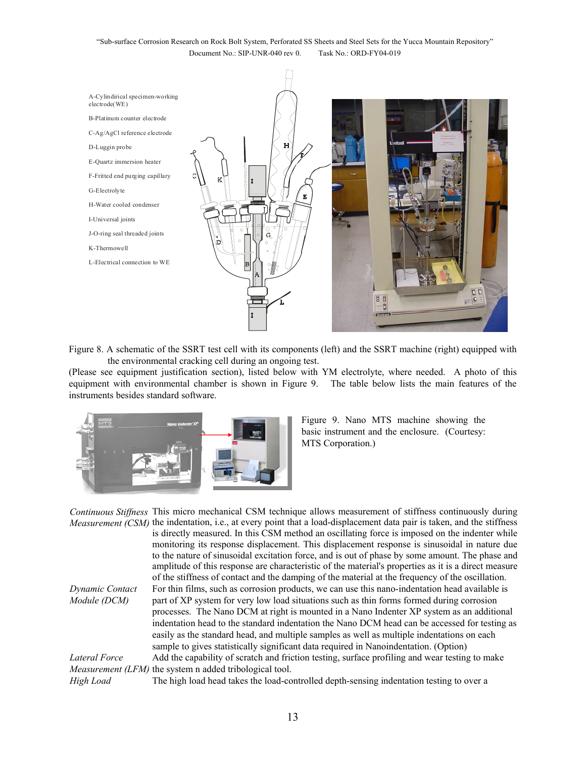A-Cylindirical specimen-working electrode(WE)

B-Platinum counter electrode

C-Ag/AgCl reference electrode

D-Luggin probe

E-Quartz immersion heater

F-Fritted end purging capillary

G-Electrolyte

H-Water cooled condenser

I-Universal joints

J-O-ring seal threaded joints

K-Thermowell

L-Electrical connection to WE

Figure 8. A schematic of the SSRT test cell with its components (left) and the SSRT machine (right) equipped with the environmental cracking cell during an ongoing test.

(Please see equipment justification section), listed below with YM electrolyte, where needed. A photo of this equipment with environmental chamber is shown in Figure 9. The table below lists the main features of the instruments besides standard software.

Figure 9. Nano MTS machine showing the basic instrument and the enclosure. (Courtesy: MTS Corporation.)

| | |
|---|---|
| *Continuous Stiffness Measurement (CSM)* | This micro mechanical CSM technique allows measurement of stiffness continuously during the indentation, i.e., at every point that a load-displacement data pair is taken, and the stiffness is directly measured. In this CSM method an oscillating force is imposed on the indenter while monitoring its response displacement. This displacement response is sinusoidal in nature due to the nature of sinusoidal excitation force, and is out of phase by some amount. The phase and amplitude of this response are characteristic of the material's properties as it is a direct measure of the stiffness of contact and the damping of the material at the frequency of the oscillation. |
| *Dynamic Contact Module (DCM)* | For thin films, such as corrosion products, we can use this nano-indentation head available is part of XP system for very low load situations such as thin forms formed during corrosion processes. The Nano DCM at right is mounted in a Nano Indenter XP system as an additional indentation head to the standard indentation the Nano DCM head can be accessed for testing as easily as the standard head, and multiple samples as well as multiple indentations on each sample to gives statistically significant data required in Nanoindentation. (Option) |
| *Lateral Force Measurement (LFM)* | Add the capability of scratch and friction testing, surface profiling and wear testing to make the system n added tribological tool. |
| *High Load* | The high load head takes the load-controlled depth-sensing indentation testing to over a |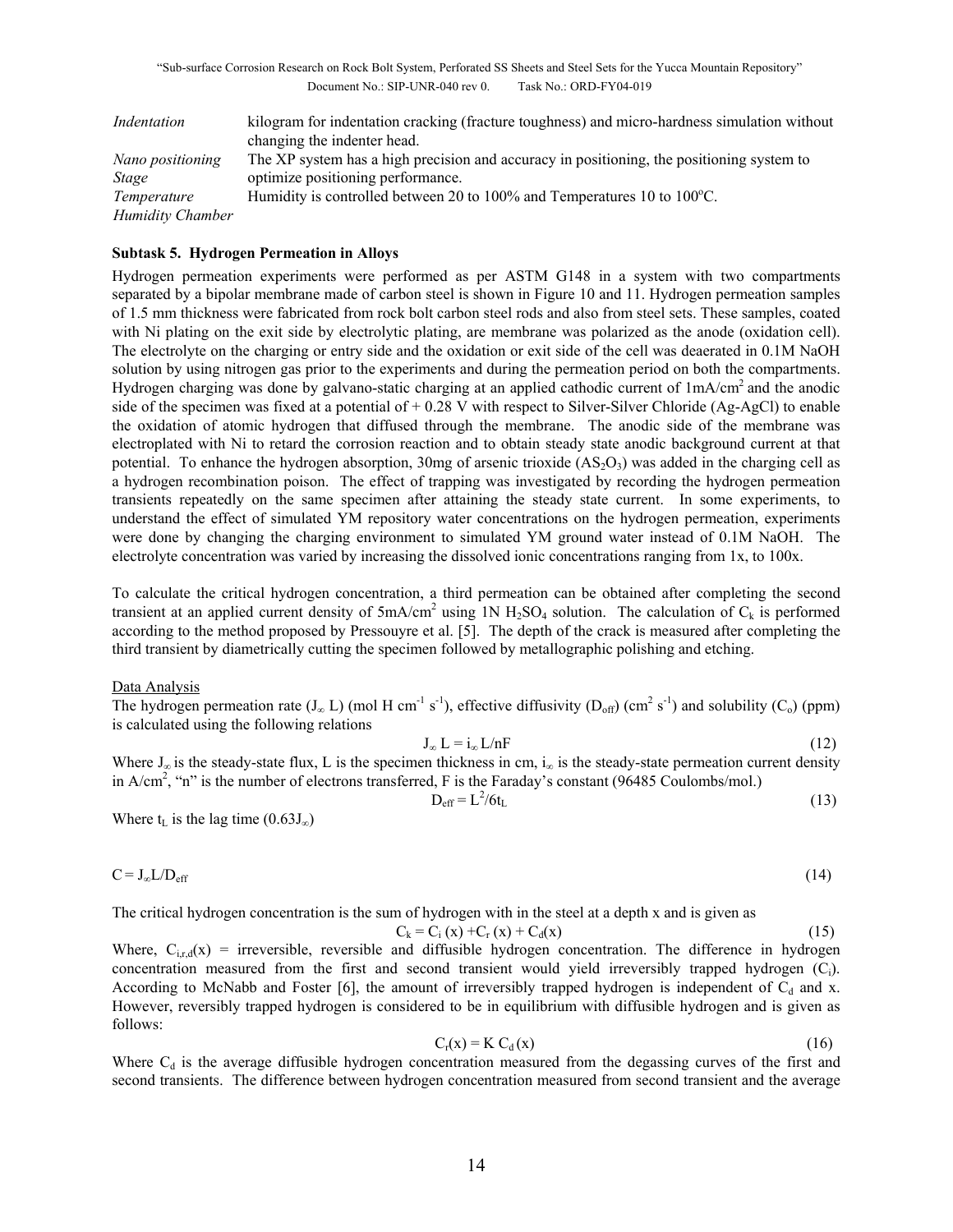| | |
|---|---|
| *Indentation* | kilogram for indentation cracking (fracture toughness) and micro-hardness simulation without changing the indenter head. |
| *Nano positioning Stage* | The XP system has a high precision and accuracy in positioning, the positioning system to optimize positioning performance. |
| *Temperature Humidity Chamber* | Humidity is controlled between 20 to 100% and Temperatures 10 to 100$^o$C. |

**Subtask 5. Hydrogen Permeation in Alloys**

Hydrogen permeation experiments were performed as per ASTM G148 in a system with two compartments separated by a bipolar membrane made of carbon steel is shown in Figure 10 and 11. Hydrogen permeation samples of 1.5 mm thickness were fabricated from rock bolt carbon steel rods and also from steel sets. These samples, coated with Ni plating on the exit side by electrolytic plating, are membrane was polarized as the anode (oxidation cell). The electrolyte on the charging or entry side and the oxidation or exit side of the cell was deaerated in 0.1M NaOH solution by using nitrogen gas prior to the experiments and during the permeation period on both the compartments. Hydrogen charging was done by galvano-static charging at an applied cathodic current of 1mA/cm$^2$ and the anodic side of the specimen was fixed at a potential of + 0.28 V with respect to Silver-Silver Chloride (Ag-AgCl) to enable the oxidation of atomic hydrogen that diffused through the membrane. The anodic side of the membrane was electroplated with Ni to retard the corrosion reaction and to obtain steady state anodic background current at that potential. To enhance the hydrogen absorption, 30mg of arsenic trioxide ($AS_2O_3$) was added in the charging cell as a hydrogen recombination poison. The effect of trapping was investigated by recording the hydrogen permeation transients repeatedly on the same specimen after attaining the steady state current. In some experiments, to understand the effect of simulated YM repository water concentrations on the hydrogen permeation, experiments were done by changing the charging environment to simulated YM ground water instead of 0.1M NaOH. The electrolyte concentration was varied by increasing the dissolved ionic concentrations ranging from 1x, to 100x.

To calculate the critical hydrogen concentration, a third permeation can be obtained after completing the second transient at an applied current density of 5mA/cm$^2$ using 1N $H_2SO_4$ solution. The calculation of $C_k$ is performed according to the method proposed by Pressouyre et al. [5]. The depth of the crack is measured after completing the third transient by diametrically cutting the specimen followed by metallographic polishing and etching.

Data Analysis

The hydrogen permeation rate ($J_\infty L$) (mol H cm$^{-1}$ s$^{-1}$), effective diffusivity ($D_{off}$) (cm$^2$ s$^{-1}$) and solubility ($C_o$) (ppm) is calculated using the following relations

$$J_\infty L = i_\infty L/nF \tag{12}$$

Where $J_\infty$ is the steady-state flux, L is the specimen thickness in cm, $i_\infty$ is the steady-state permeation current density in A/cm$^2$, "n" is the number of electrons transferred, F is the Faraday's constant (96485 Coulombs/mol.)

$$D_{eff} = L^2/6t_L \tag{13}$$

Where $t_L$ is the lag time ($0.63J_\infty$)

$$C = J_\infty L/D_{eff} \tag{14}$$

The critical hydrogen concentration is the sum of hydrogen with in the steel at a depth x and is given as

$$C_k = C_i(x) + C_r(x) + C_d(x) \tag{15}$$

Where, $C_{i,r,d}(x)$ = irreversible, reversible and diffusible hydrogen concentration. The difference in hydrogen concentration measured from the first and second transient would yield irreversibly trapped hydrogen ($C_i$). According to McNabb and Foster [6], the amount of irreversibly trapped hydrogen is independent of $C_d$ and x. However, reversibly trapped hydrogen is considered to be in equilibrium with diffusible hydrogen and is given as follows:

$$C_r(x) = K\, C_d(x) \tag{16}$$

Where $C_d$ is the average diffusible hydrogen concentration measured from the degassing curves of the first and second transients. The difference between hydrogen concentration measured from second transient and the average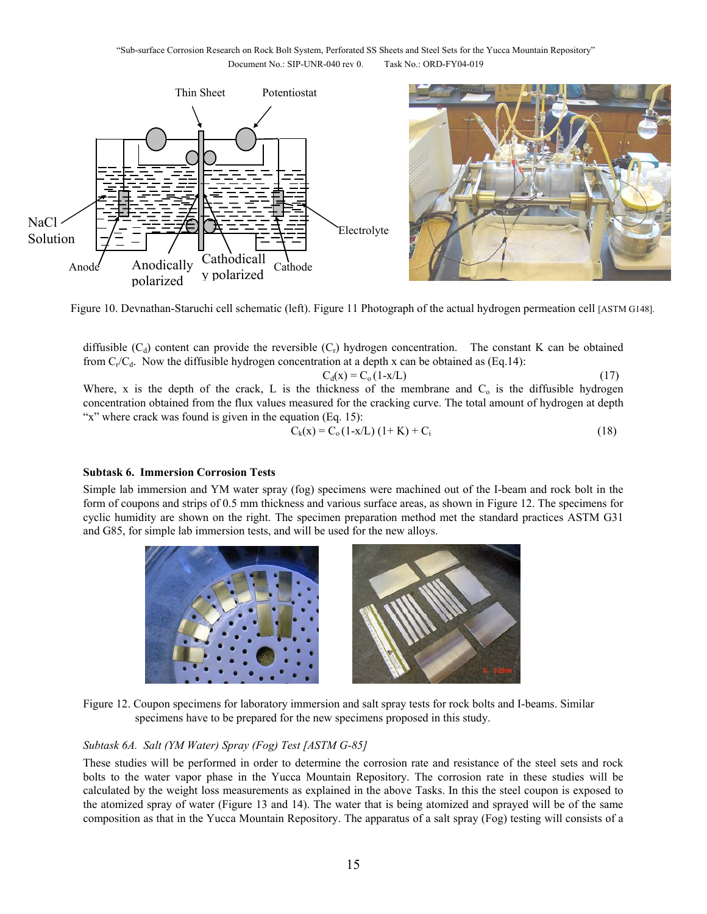Figure 10. Devnathan-Staruchi cell schematic (left). Figure 11 Photograph of the actual hydrogen permeation cell [ASTM G148].

diffusible ($C_d$) content can provide the reversible ($C_r$) hydrogen concentration. The constant K can be obtained from $C_r/C_d$. Now the diffusible hydrogen concentration at a depth x can be obtained as (Eq.14):

$$C_d(x) = C_o\,(1\text{-}x/L) \tag{17}$$

Where, x is the depth of the crack, L is the thickness of the membrane and $C_o$ is the diffusible hydrogen concentration obtained from the flux values measured for the cracking curve. The total amount of hydrogen at depth "x" where crack was found is given in the equation (Eq. 15):

$$C_k(x) = C_o\,(1\text{-}x/L)\,(1+ K) + C_i \tag{18}$$

**Subtask 6. Immersion Corrosion Tests**

Simple lab immersion and YM water spray (fog) specimens were machined out of the I-beam and rock bolt in the form of coupons and strips of 0.5 mm thickness and various surface areas, as shown in Figure 12. The specimens for cyclic humidity are shown on the right. The specimen preparation method met the standard practices ASTM G31 and G85, for simple lab immersion tests, and will be used for the new alloys.

Figure 12. Coupon specimens for laboratory immersion and salt spray tests for rock bolts and I-beams. Similar specimens have to be prepared for the new specimens proposed in this study.

*Subtask 6A. Salt (YM Water) Spray (Fog) Test [ASTM G-85]*

These studies will be performed in order to determine the corrosion rate and resistance of the steel sets and rock bolts to the water vapor phase in the Yucca Mountain Repository. The corrosion rate in these studies will be calculated by the weight loss measurements as explained in the above Tasks. In this the steel coupon is exposed to the atomized spray of water (Figure 13 and 14). The water that is being atomized and sprayed will be of the same composition as that in the Yucca Mountain Repository. The apparatus of a salt spray (Fog) testing will consists of a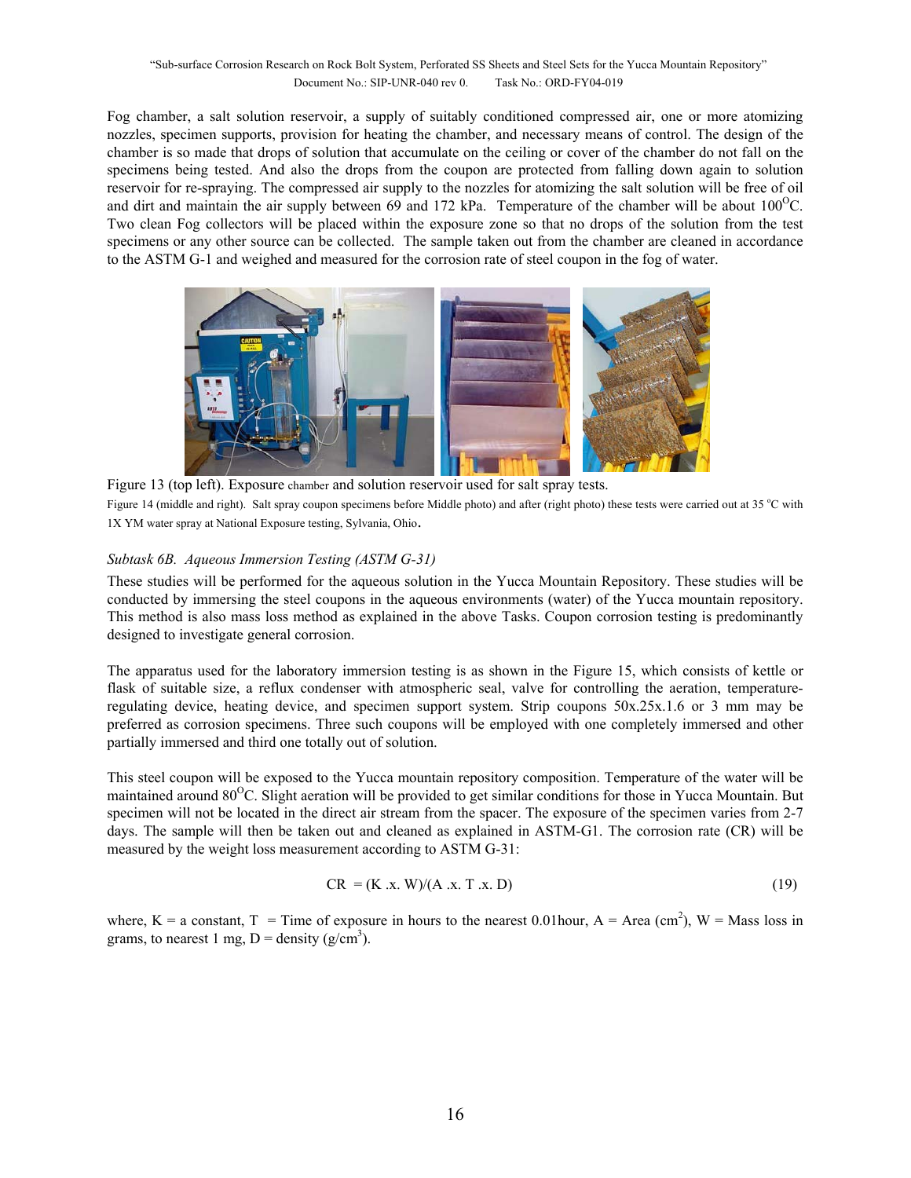Fog chamber, a salt solution reservoir, a supply of suitably conditioned compressed air, one or more atomizing nozzles, specimen supports, provision for heating the chamber, and necessary means of control. The design of the chamber is so made that drops of solution that accumulate on the ceiling or cover of the chamber do not fall on the specimens being tested. And also the drops from the coupon are protected from falling down again to solution reservoir for re-spraying. The compressed air supply to the nozzles for atomizing the salt solution will be free of oil and dirt and maintain the air supply between 69 and 172 kPa. Temperature of the chamber will be about 100$^{O}$C. Two clean Fog collectors will be placed within the exposure zone so that no drops of the solution from the test specimens or any other source can be collected. The sample taken out from the chamber are cleaned in accordance to the ASTM G-1 and weighed and measured for the corrosion rate of steel coupon in the fog of water.

Figure 13 (top left). Exposure chamber and solution reservoir used for salt spray tests.

Figure 14 (middle and right). Salt spray coupon specimens before Middle photo) and after (right photo) these tests were carried out at 35 $^{o}$C with 1X YM water spray at National Exposure testing, Sylvania, Ohio.

*Subtask 6B. Aqueous Immersion Testing (ASTM G-31)*

These studies will be performed for the aqueous solution in the Yucca Mountain Repository. These studies will be conducted by immersing the steel coupons in the aqueous environments (water) of the Yucca mountain repository. This method is also mass loss method as explained in the above Tasks. Coupon corrosion testing is predominantly designed to investigate general corrosion.

The apparatus used for the laboratory immersion testing is as shown in the Figure 15, which consists of kettle or flask of suitable size, a reflux condenser with atmospheric seal, valve for controlling the aeration, temperature-regulating device, heating device, and specimen support system. Strip coupons 50x.25x.1.6 or 3 mm may be preferred as corrosion specimens. Three such coupons will be employed with one completely immersed and other partially immersed and third one totally out of solution.

This steel coupon will be exposed to the Yucca mountain repository composition. Temperature of the water will be maintained around 80$^{O}$C. Slight aeration will be provided to get similar conditions for those in Yucca Mountain. But specimen will not be located in the direct air stream from the spacer. The exposure of the specimen varies from 2-7 days. The sample will then be taken out and cleaned as explained in ASTM-G1. The corrosion rate (CR) will be measured by the weight loss measurement according to ASTM G-31:

$$CR = (K \times W)/(A \times T \times D) \tag{19}$$

where, K = a constant, T = Time of exposure in hours to the nearest 0.01hour, A = Area (cm$^{2}$), W = Mass loss in grams, to nearest 1 mg, D = density (g/cm$^{3}$).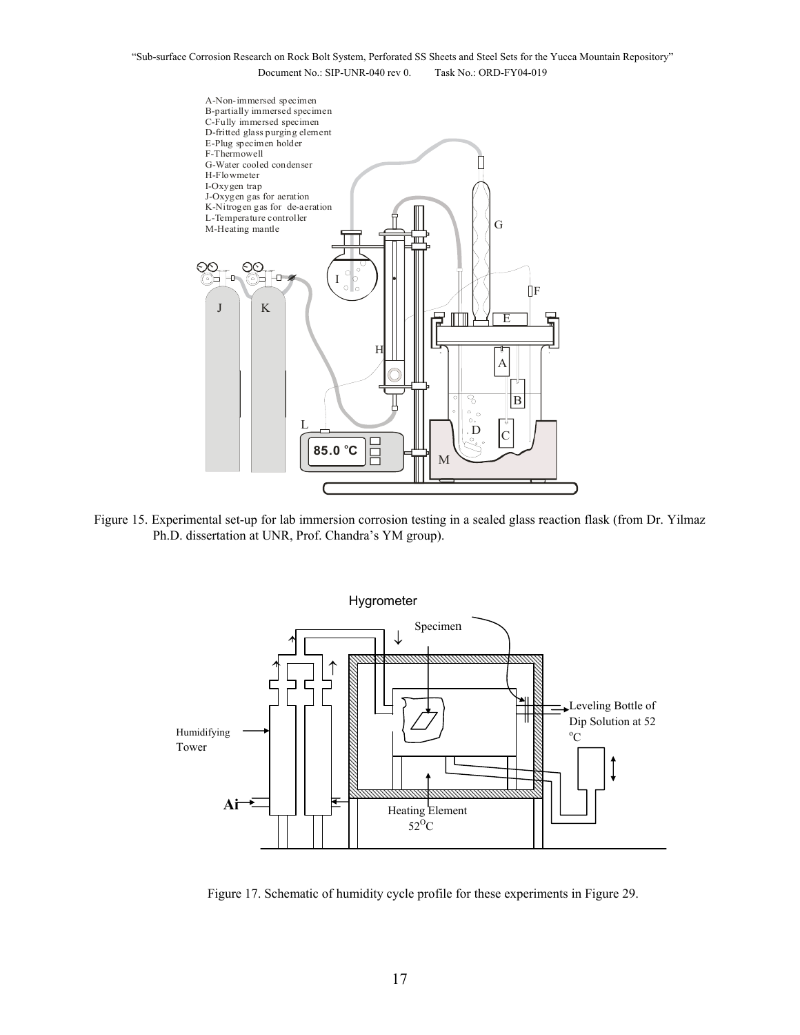A-Non-immersed specimen
B-partially immersed specimen
C-Fully immersed specimen
D-fritted glass purging element
E-Plug specimen holder
F-Thermowell
G-Water cooled condenser
H-Flowmeter
I-Oxygen trap
J-Oxygen gas for aeration
K-Nitrogen gas for de-aeration
L-Temperature controller
M-Heating mantle

Figure 15. Experimental set-up for lab immersion corrosion testing in a sealed glass reaction flask (from Dr. Yilmaz Ph.D. dissertation at UNR, Prof. Chandra's YM group).

Hygrometer

Specimen

Humidifying Tower

Air

Leveling Bottle of Dip Solution at 52 °C

Heating Element 52°C

Figure 17. Schematic of humidity cycle profile for these experiments in Figure 29.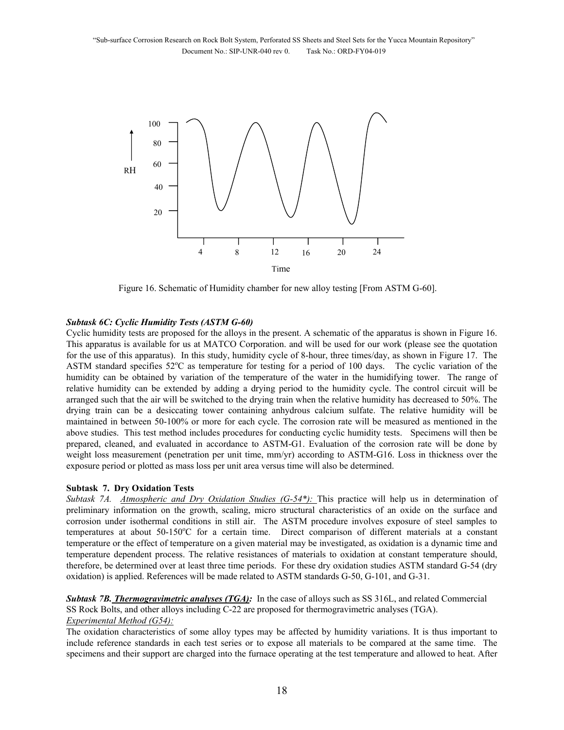Figure 16. Schematic of Humidity chamber for new alloy testing [From ASTM G-60].

***Subtask 6C: Cyclic Humidity Tests (ASTM G-60)***

Cyclic humidity tests are proposed for the alloys in the present. A schematic of the apparatus is shown in Figure 16. This apparatus is available for us at MATCO Corporation. and will be used for our work (please see the quotation for the use of this apparatus). In this study, humidity cycle of 8-hour, three times/day, as shown in Figure 17. The ASTM standard specifies 52$^{o}$C as temperature for testing for a period of 100 days. The cyclic variation of the humidity can be obtained by variation of the temperature of the water in the humidifying tower. The range of relative humidity can be extended by adding a drying period to the humidity cycle. The control circuit will be arranged such that the air will be switched to the drying train when the relative humidity has decreased to 50%. The drying train can be a desiccating tower containing anhydrous calcium sulfate. The relative humidity will be maintained in between 50-100% or more for each cycle. The corrosion rate will be measured as mentioned in the above studies. This test method includes procedures for conducting cyclic humidity tests. Specimens will then be prepared, cleaned, and evaluated in accordance to ASTM-G1. Evaluation of the corrosion rate will be done by weight loss measurement (penetration per unit time, mm/yr) according to ASTM-G16. Loss in thickness over the exposure period or plotted as mass loss per unit area versus time will also be determined.

**Subtask 7. Dry Oxidation Tests**

*Subtask 7A.* *Atmospheric and Dry Oxidation Studies (G-54*):* This practice will help us in determination of preliminary information on the growth, scaling, micro structural characteristics of an oxide on the surface and corrosion under isothermal conditions in still air. The ASTM procedure involves exposure of steel samples to temperatures at about 50-150$^{o}$C for a certain time. Direct comparison of different materials at a constant temperature or the effect of temperature on a given material may be investigated, as oxidation is a dynamic time and temperature dependent process. The relative resistances of materials to oxidation at constant temperature should, therefore, be determined over at least three time periods. For these dry oxidation studies ASTM standard G-54 (dry oxidation) is applied. References will be made related to ASTM standards G-50, G-101, and G-31.

***Subtask 7B. Thermogravimetric analyses (TGA):*** In the case of alloys such as SS 316L, and related Commercial SS Rock Bolts, and other alloys including C-22 are proposed for thermogravimetric analyses (TGA).

*Experimental Method (G54):*

The oxidation characteristics of some alloy types may be affected by humidity variations. It is thus important to include reference standards in each test series or to expose all materials to be compared at the same time. The specimens and their support are charged into the furnace operating at the test temperature and allowed to heat. After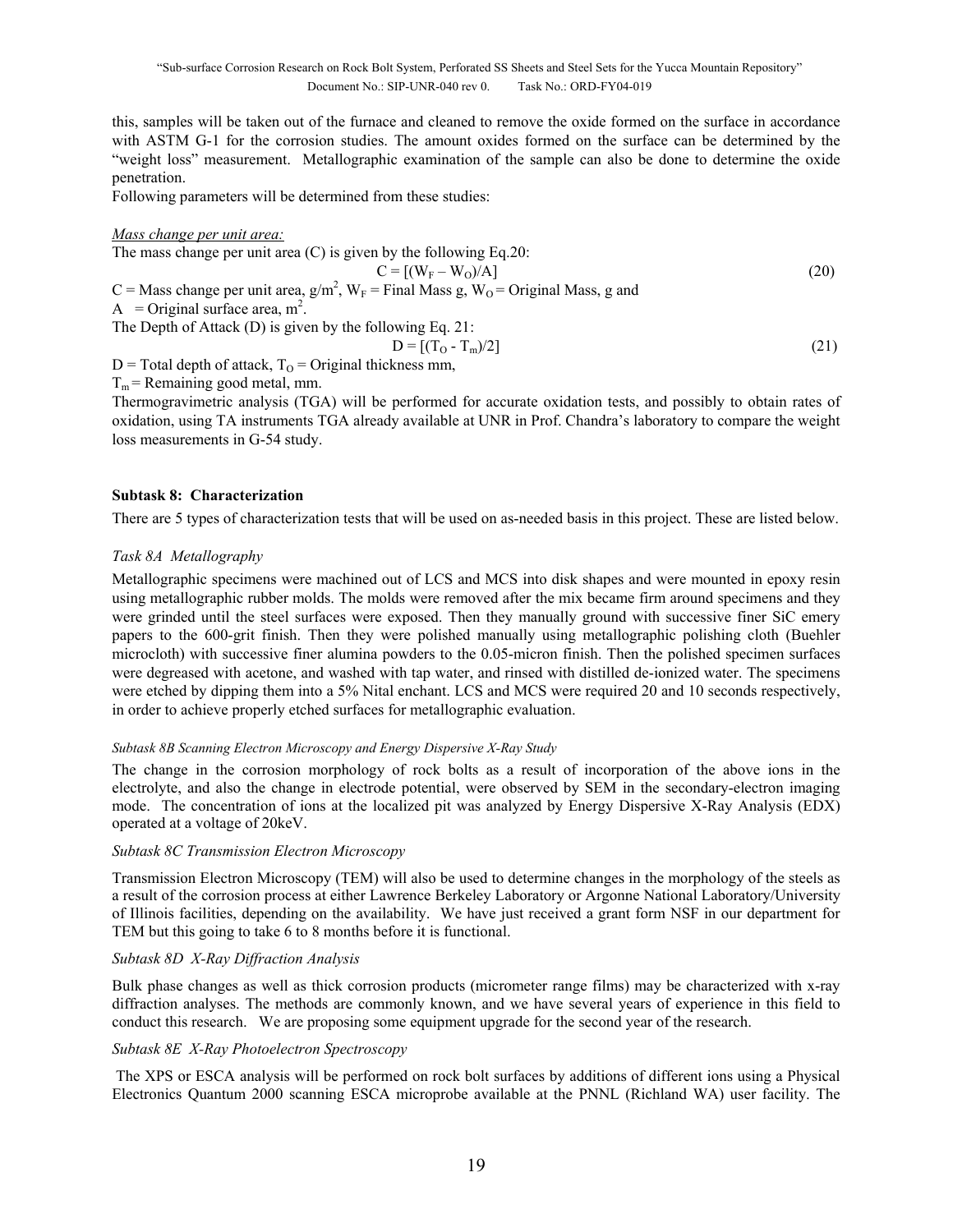this, samples will be taken out of the furnace and cleaned to remove the oxide formed on the surface in accordance with ASTM G-1 for the corrosion studies. The amount oxides formed on the surface can be determined by the "weight loss" measurement. Metallographic examination of the sample can also be done to determine the oxide penetration.

Following parameters will be determined from these studies:

*Mass change per unit area:*

The mass change per unit area (C) is given by the following Eq.20:

$$C = [(W_F - W_O)/A] \tag{20}$$

C = Mass change per unit area, g/m$^2$, $W_F$ = Final Mass g, $W_O$ = Original Mass, g and

A = Original surface area, m$^2$.

The Depth of Attack (D) is given by the following Eq. 21:

$$D = [(T_O - T_m)/2] \tag{21}$$

D = Total depth of attack, $T_O$ = Original thickness mm,

$T_m$ = Remaining good metal, mm.

Thermogravimetric analysis (TGA) will be performed for accurate oxidation tests, and possibly to obtain rates of oxidation, using TA instruments TGA already available at UNR in Prof. Chandra's laboratory to compare the weight loss measurements in G-54 study.

**Subtask 8: Characterization**

There are 5 types of characterization tests that will be used on as-needed basis in this project. These are listed below.

*Task 8A Metallography*

Metallographic specimens were machined out of LCS and MCS into disk shapes and were mounted in epoxy resin using metallographic rubber molds. The molds were removed after the mix became firm around specimens and they were grinded until the steel surfaces were exposed. Then they manually ground with successive finer SiC emery papers to the 600-grit finish. Then they were polished manually using metallographic polishing cloth (Buehler microcloth) with successive finer alumina powders to the 0.05-micron finish. Then the polished specimen surfaces were degreased with acetone, and washed with tap water, and rinsed with distilled de-ionized water. The specimens were etched by dipping them into a 5% Nital enchant. LCS and MCS were required 20 and 10 seconds respectively, in order to achieve properly etched surfaces for metallographic evaluation.

*Subtask 8B Scanning Electron Microscopy and Energy Dispersive X-Ray Study*

The change in the corrosion morphology of rock bolts as a result of incorporation of the above ions in the electrolyte, and also the change in electrode potential, were observed by SEM in the secondary-electron imaging mode. The concentration of ions at the localized pit was analyzed by Energy Dispersive X-Ray Analysis (EDX) operated at a voltage of 20keV.

*Subtask 8C Transmission Electron Microscopy*

Transmission Electron Microscopy (TEM) will also be used to determine changes in the morphology of the steels as a result of the corrosion process at either Lawrence Berkeley Laboratory or Argonne National Laboratory/University of Illinois facilities, depending on the availability. We have just received a grant form NSF in our department for TEM but this going to take 6 to 8 months before it is functional.

*Subtask 8D X-Ray Diffraction Analysis*

Bulk phase changes as well as thick corrosion products (micrometer range films) may be characterized with x-ray diffraction analyses. The methods are commonly known, and we have several years of experience in this field to conduct this research. We are proposing some equipment upgrade for the second year of the research.

*Subtask 8E X-Ray Photoelectron Spectroscopy*

The XPS or ESCA analysis will be performed on rock bolt surfaces by additions of different ions using a Physical Electronics Quantum 2000 scanning ESCA microprobe available at the PNNL (Richland WA) user facility. The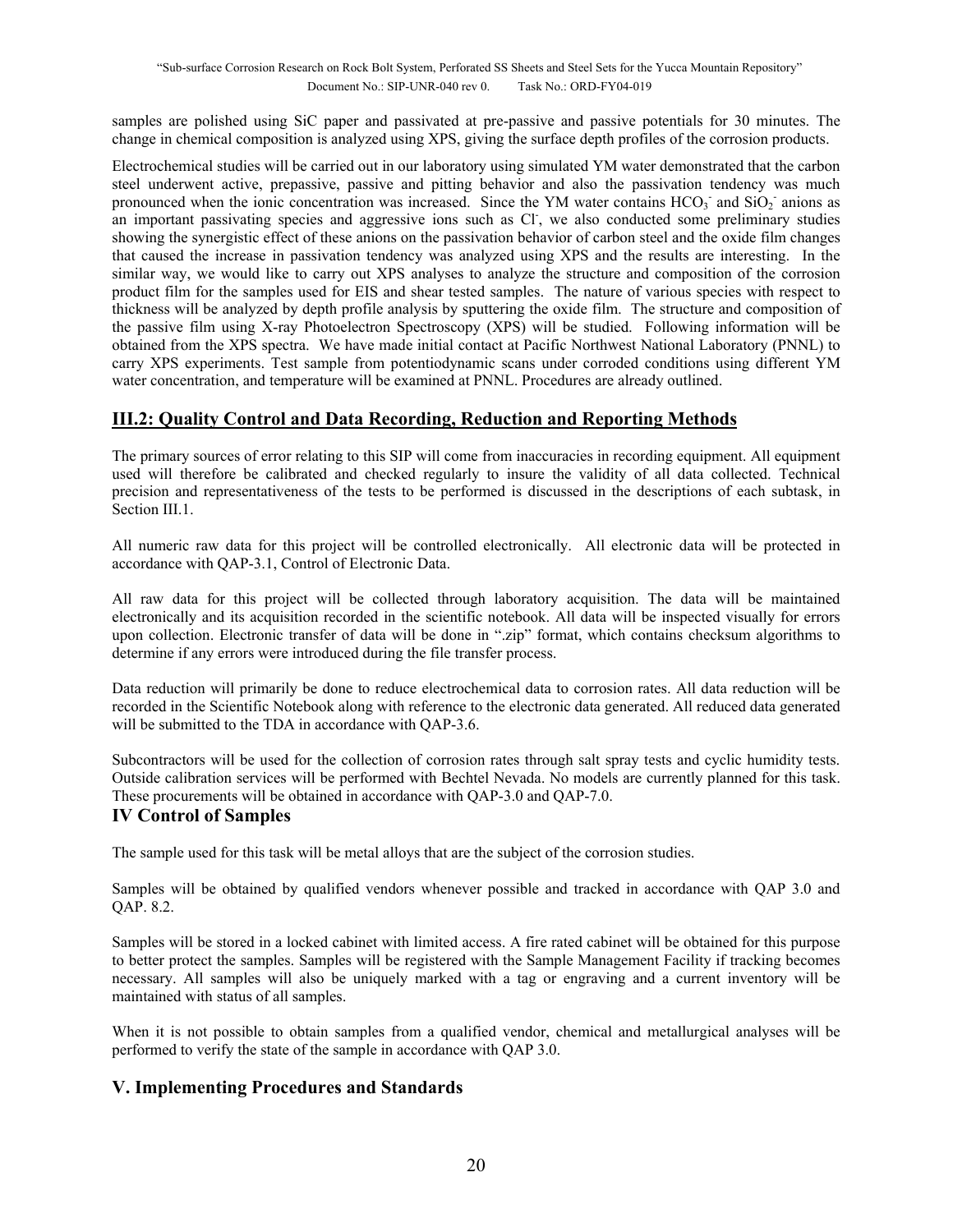samples are polished using SiC paper and passivated at pre-passive and passive potentials for 30 minutes. The change in chemical composition is analyzed using XPS, giving the surface depth profiles of the corrosion products.

Electrochemical studies will be carried out in our laboratory using simulated YM water demonstrated that the carbon steel underwent active, prepassive, passive and pitting behavior and also the passivation tendency was much pronounced when the ionic concentration was increased. Since the YM water contains $HCO_3^-$ and $SiO_2^-$ anions as an important passivating species and aggressive ions such as $Cl^-$, we also conducted some preliminary studies showing the synergistic effect of these anions on the passivation behavior of carbon steel and the oxide film changes that caused the increase in passivation tendency was analyzed using XPS and the results are interesting. In the similar way, we would like to carry out XPS analyses to analyze the structure and composition of the corrosion product film for the samples used for EIS and shear tested samples. The nature of various species with respect to thickness will be analyzed by depth profile analysis by sputtering the oxide film. The structure and composition of the passive film using X-ray Photoelectron Spectroscopy (XPS) will be studied. Following information will be obtained from the XPS spectra. We have made initial contact at Pacific Northwest National Laboratory (PNNL) to carry XPS experiments. Test sample from potentiodynamic scans under corroded conditions using different YM water concentration, and temperature will be examined at PNNL. Procedures are already outlined.

## III.2: Quality Control and Data Recording, Reduction and Reporting Methods

The primary sources of error relating to this SIP will come from inaccuracies in recording equipment. All equipment used will therefore be calibrated and checked regularly to insure the validity of all data collected. Technical precision and representativeness of the tests to be performed is discussed in the descriptions of each subtask, in Section III.1.

All numeric raw data for this project will be controlled electronically. All electronic data will be protected in accordance with QAP-3.1, Control of Electronic Data.

All raw data for this project will be collected through laboratory acquisition. The data will be maintained electronically and its acquisition recorded in the scientific notebook. All data will be inspected visually for errors upon collection. Electronic transfer of data will be done in ".zip" format, which contains checksum algorithms to determine if any errors were introduced during the file transfer process.

Data reduction will primarily be done to reduce electrochemical data to corrosion rates. All data reduction will be recorded in the Scientific Notebook along with reference to the electronic data generated. All reduced data generated will be submitted to the TDA in accordance with QAP-3.6.

Subcontractors will be used for the collection of corrosion rates through salt spray tests and cyclic humidity tests. Outside calibration services will be performed with Bechtel Nevada. No models are currently planned for this task. These procurements will be obtained in accordance with QAP-3.0 and QAP-7.0.

## IV Control of Samples

The sample used for this task will be metal alloys that are the subject of the corrosion studies.

Samples will be obtained by qualified vendors whenever possible and tracked in accordance with QAP 3.0 and QAP. 8.2.

Samples will be stored in a locked cabinet with limited access. A fire rated cabinet will be obtained for this purpose to better protect the samples. Samples will be registered with the Sample Management Facility if tracking becomes necessary. All samples will also be uniquely marked with a tag or engraving and a current inventory will be maintained with status of all samples.

When it is not possible to obtain samples from a qualified vendor, chemical and metallurgical analyses will be performed to verify the state of the sample in accordance with QAP 3.0.

## V. Implementing Procedures and Standards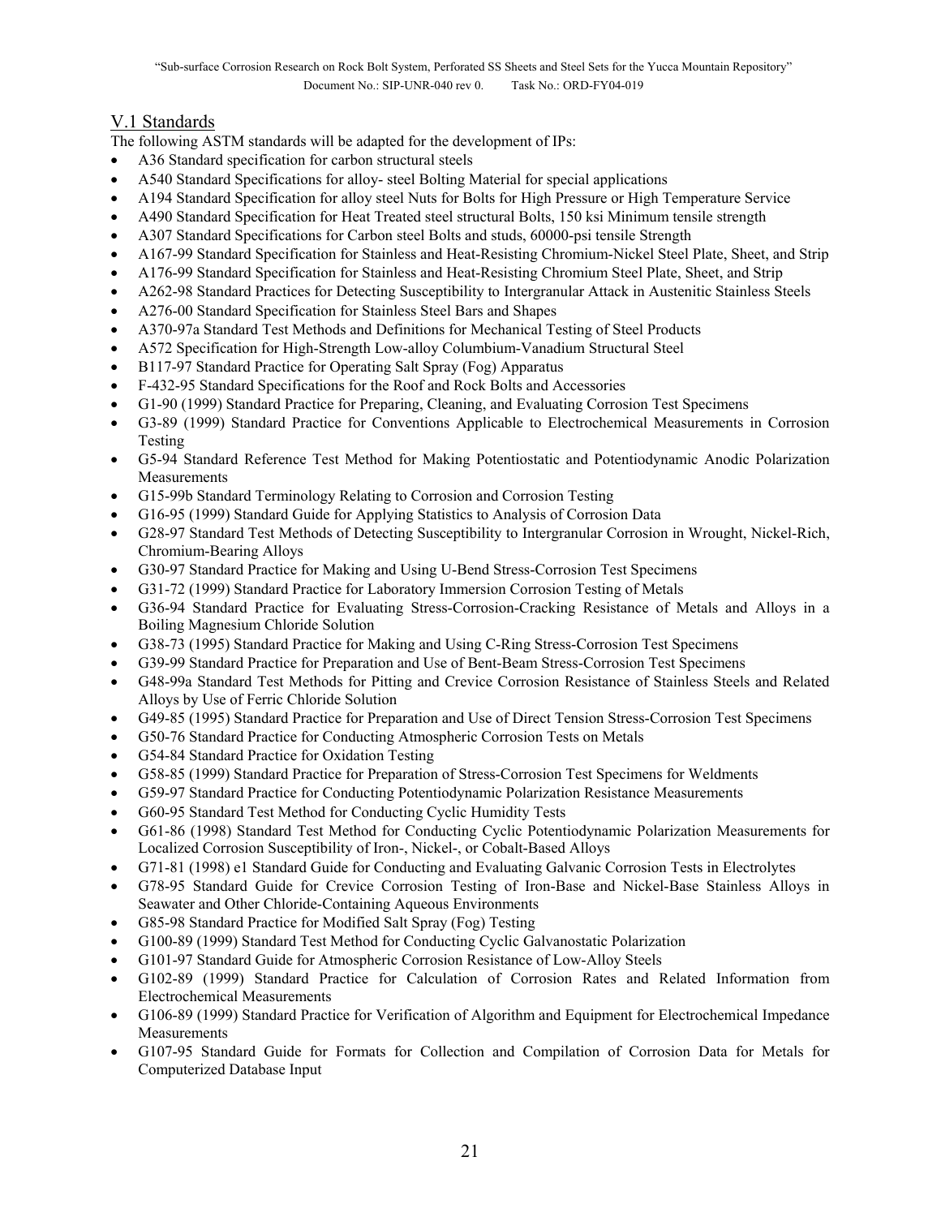## V.1 Standards

The following ASTM standards will be adapted for the development of IPs:

- A36 Standard specification for carbon structural steels
- A540 Standard Specifications for alloy- steel Bolting Material for special applications
- A194 Standard Specification for alloy steel Nuts for Bolts for High Pressure or High Temperature Service
- A490 Standard Specification for Heat Treated steel structural Bolts, 150 ksi Minimum tensile strength
- A307 Standard Specifications for Carbon steel Bolts and studs, 60000-psi tensile Strength
- A167-99 Standard Specification for Stainless and Heat-Resisting Chromium-Nickel Steel Plate, Sheet, and Strip
- A176-99 Standard Specification for Stainless and Heat-Resisting Chromium Steel Plate, Sheet, and Strip
- A262-98 Standard Practices for Detecting Susceptibility to Intergranular Attack in Austenitic Stainless Steels
- A276-00 Standard Specification for Stainless Steel Bars and Shapes
- A370-97a Standard Test Methods and Definitions for Mechanical Testing of Steel Products
- A572 Specification for High-Strength Low-alloy Columbium-Vanadium Structural Steel
- B117-97 Standard Practice for Operating Salt Spray (Fog) Apparatus
- F-432-95 Standard Specifications for the Roof and Rock Bolts and Accessories
- G1-90 (1999) Standard Practice for Preparing, Cleaning, and Evaluating Corrosion Test Specimens
- G3-89 (1999) Standard Practice for Conventions Applicable to Electrochemical Measurements in Corrosion Testing
- G5-94 Standard Reference Test Method for Making Potentiostatic and Potentiodynamic Anodic Polarization Measurements
- G15-99b Standard Terminology Relating to Corrosion and Corrosion Testing
- G16-95 (1999) Standard Guide for Applying Statistics to Analysis of Corrosion Data
- G28-97 Standard Test Methods of Detecting Susceptibility to Intergranular Corrosion in Wrought, Nickel-Rich, Chromium-Bearing Alloys
- G30-97 Standard Practice for Making and Using U-Bend Stress-Corrosion Test Specimens
- G31-72 (1999) Standard Practice for Laboratory Immersion Corrosion Testing of Metals
- G36-94 Standard Practice for Evaluating Stress-Corrosion-Cracking Resistance of Metals and Alloys in a Boiling Magnesium Chloride Solution
- G38-73 (1995) Standard Practice for Making and Using C-Ring Stress-Corrosion Test Specimens
- G39-99 Standard Practice for Preparation and Use of Bent-Beam Stress-Corrosion Test Specimens
- G48-99a Standard Test Methods for Pitting and Crevice Corrosion Resistance of Stainless Steels and Related Alloys by Use of Ferric Chloride Solution
- G49-85 (1995) Standard Practice for Preparation and Use of Direct Tension Stress-Corrosion Test Specimens
- G50-76 Standard Practice for Conducting Atmospheric Corrosion Tests on Metals
- G54-84 Standard Practice for Oxidation Testing
- G58-85 (1999) Standard Practice for Preparation of Stress-Corrosion Test Specimens for Weldments
- G59-97 Standard Practice for Conducting Potentiodynamic Polarization Resistance Measurements
- G60-95 Standard Test Method for Conducting Cyclic Humidity Tests
- G61-86 (1998) Standard Test Method for Conducting Cyclic Potentiodynamic Polarization Measurements for Localized Corrosion Susceptibility of Iron-, Nickel-, or Cobalt-Based Alloys
- G71-81 (1998) e1 Standard Guide for Conducting and Evaluating Galvanic Corrosion Tests in Electrolytes
- G78-95 Standard Guide for Crevice Corrosion Testing of Iron-Base and Nickel-Base Stainless Alloys in Seawater and Other Chloride-Containing Aqueous Environments
- G85-98 Standard Practice for Modified Salt Spray (Fog) Testing
- G100-89 (1999) Standard Test Method for Conducting Cyclic Galvanostatic Polarization
- G101-97 Standard Guide for Atmospheric Corrosion Resistance of Low-Alloy Steels
- G102-89 (1999) Standard Practice for Calculation of Corrosion Rates and Related Information from Electrochemical Measurements
- G106-89 (1999) Standard Practice for Verification of Algorithm and Equipment for Electrochemical Impedance Measurements
- G107-95 Standard Guide for Formats for Collection and Compilation of Corrosion Data for Metals for Computerized Database Input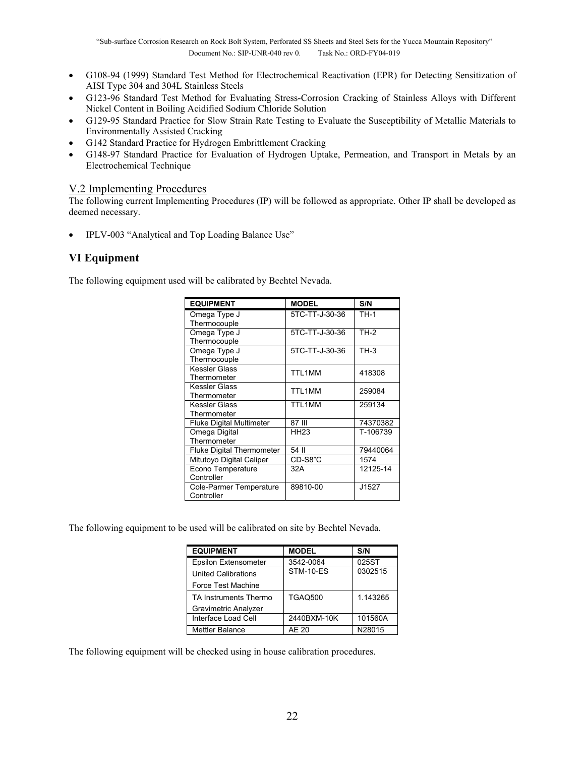- G108-94 (1999) Standard Test Method for Electrochemical Reactivation (EPR) for Detecting Sensitization of AISI Type 304 and 304L Stainless Steels
- G123-96 Standard Test Method for Evaluating Stress-Corrosion Cracking of Stainless Alloys with Different Nickel Content in Boiling Acidified Sodium Chloride Solution
- G129-95 Standard Practice for Slow Strain Rate Testing to Evaluate the Susceptibility of Metallic Materials to Environmentally Assisted Cracking
- G142 Standard Practice for Hydrogen Embrittlement Cracking
- G148-97 Standard Practice for Evaluation of Hydrogen Uptake, Permeation, and Transport in Metals by an Electrochemical Technique

## V.2 Implementing Procedures

The following current Implementing Procedures (IP) will be followed as appropriate. Other IP shall be developed as deemed necessary.

- IPLV-003 "Analytical and Top Loading Balance Use"

# VI Equipment

The following equipment used will be calibrated by Bechtel Nevada.

| EQUIPMENT | MODEL | S/N |
|---|---|---|
| Omega Type J Thermocouple | 5TC-TT-J-30-36 | TH-1 |
| Omega Type J Thermocouple | 5TC-TT-J-30-36 | TH-2 |
| Omega Type J Thermocouple | 5TC-TT-J-30-36 | TH-3 |
| Kessler Glass Thermometer | TTL1MM | 418308 |
| Kessler Glass Thermometer | TTL1MM | 259084 |
| Kessler Glass Thermometer | TTL1MM | 259134 |
| Fluke Digital Multimeter | 87 III | 74370382 |
| Omega Digital Thermometer | HH23 | T-106739 |
| Fluke Digital Thermometer | 54 II | 79440064 |
| Mitutoyo Digital Caliper | CD-S8"C | 1574 |
| Econo Temperature Controller | 32A | 12125-14 |
| Cole-Parmer Temperature Controller | 89810-00 | J1527 |

The following equipment to be used will be calibrated on site by Bechtel Nevada.

| EQUIPMENT | MODEL | S/N |
|---|---|---|
| Epsilon Extensometer | 3542-0064 | 025ST |
| United Calibrations Force Test Machine | STM-10-ES | 0302515 |
| TA Instruments Thermo Gravimetric Analyzer | TGAQ500 | 1.143265 |
| Interface Load Cell | 2440BXM-10K | 101560A |
| Mettler Balance | AE 20 | N28015 |

The following equipment will be checked using in house calibration procedures.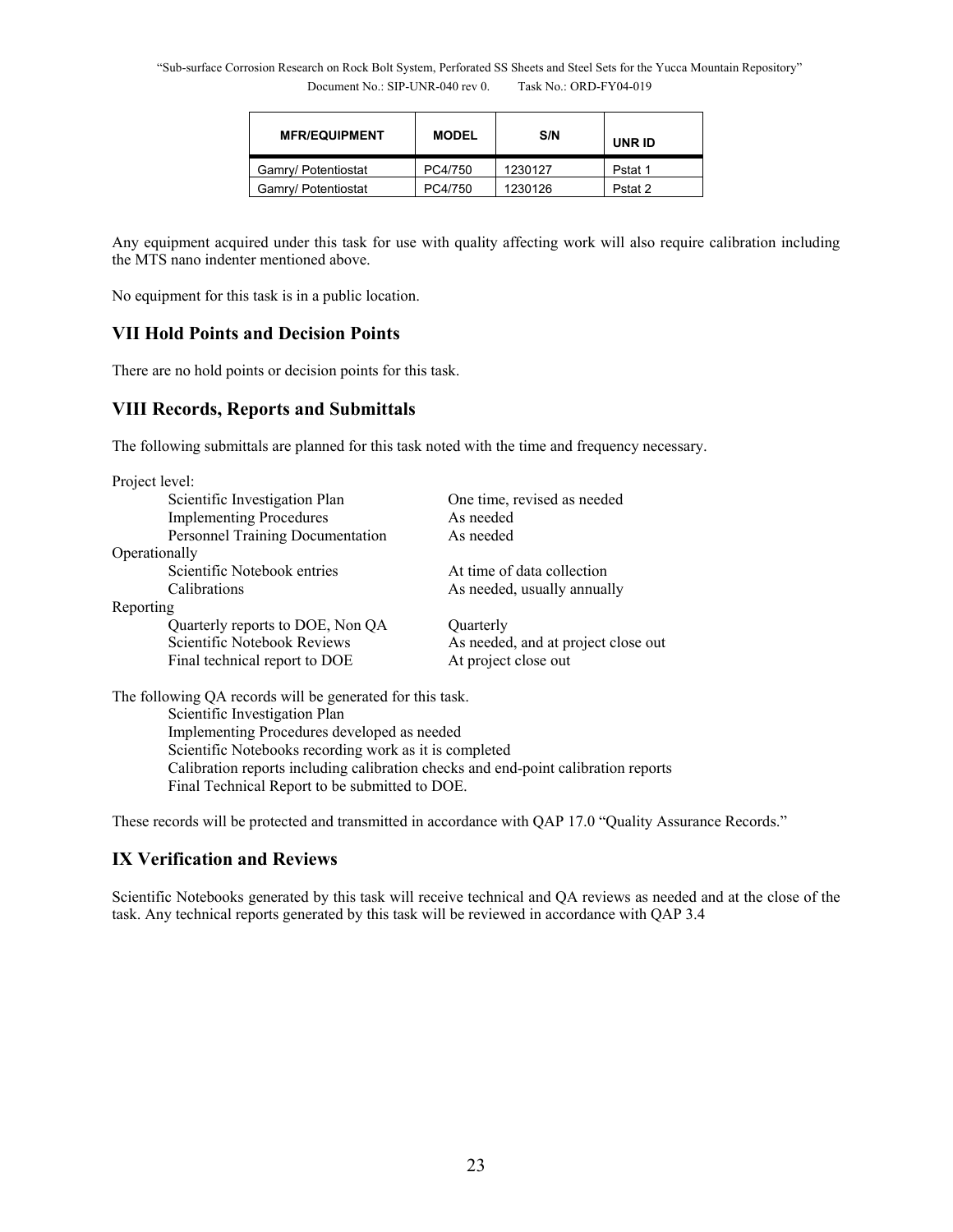| MFR/EQUIPMENT | MODEL | S/N | UNR ID |
|---|---|---|---|
| Gamry/ Potentiostat | PC4/750 | 1230127 | Pstat 1 |
| Gamry/ Potentiostat | PC4/750 | 1230126 | Pstat 2 |

Any equipment acquired under this task for use with quality affecting work will also require calibration including the MTS nano indenter mentioned above.

No equipment for this task is in a public location.

## VII Hold Points and Decision Points

There are no hold points or decision points for this task.

## VIII Records, Reports and Submittals

The following submittals are planned for this task noted with the time and frequency necessary.

Project level:

| | |
|---|---|
| Scientific Investigation Plan | One time, revised as needed |
| Implementing Procedures | As needed |
| Personnel Training Documentation | As needed |

Operationally

| | |
|---|---|
| Scientific Notebook entries | At time of data collection |
| Calibrations | As needed, usually annually |

Reporting

| | |
|---|---|
| Quarterly reports to DOE, Non QA | Quarterly |
| Scientific Notebook Reviews | As needed, and at project close out |
| Final technical report to DOE | At project close out |

The following QA records will be generated for this task.

- Scientific Investigation Plan
- Implementing Procedures developed as needed
- Scientific Notebooks recording work as it is completed
- Calibration reports including calibration checks and end-point calibration reports
- Final Technical Report to be submitted to DOE.

These records will be protected and transmitted in accordance with QAP 17.0 "Quality Assurance Records."

## IX Verification and Reviews

Scientific Notebooks generated by this task will receive technical and QA reviews as needed and at the close of the task. Any technical reports generated by this task will be reviewed in accordance with QAP 3.4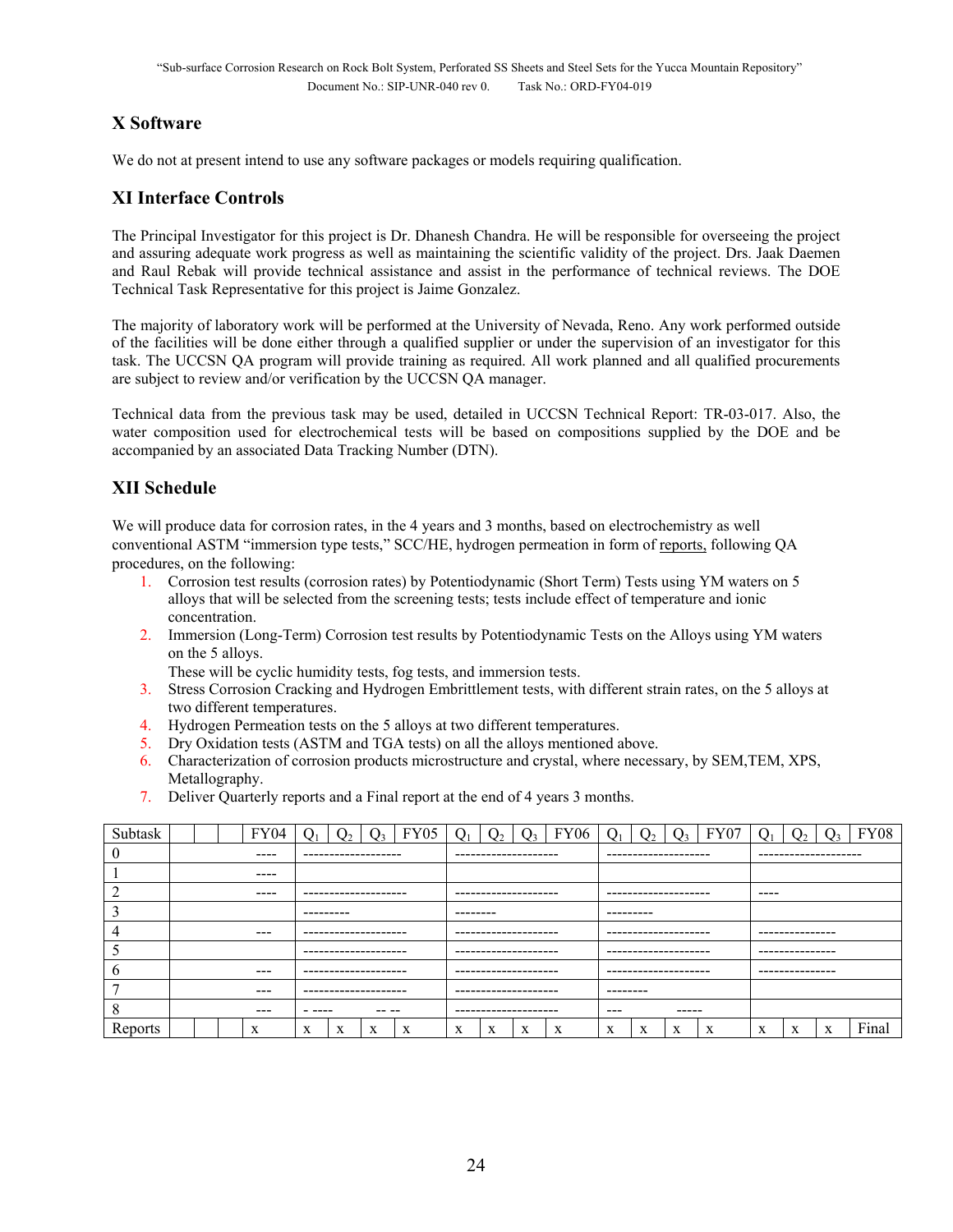## X Software

We do not at present intend to use any software packages or models requiring qualification.

## XI Interface Controls

The Principal Investigator for this project is Dr. Dhanesh Chandra. He will be responsible for overseeing the project and assuring adequate work progress as well as maintaining the scientific validity of the project. Drs. Jaak Daemen and Raul Rebak will provide technical assistance and assist in the performance of technical reviews. The DOE Technical Task Representative for this project is Jaime Gonzalez.

The majority of laboratory work will be performed at the University of Nevada, Reno. Any work performed outside of the facilities will be done either through a qualified supplier or under the supervision of an investigator for this task. The UCCSN QA program will provide training as required. All work planned and all qualified procurements are subject to review and/or verification by the UCCSN QA manager.

Technical data from the previous task may be used, detailed in UCCSN Technical Report: TR-03-017. Also, the water composition used for electrochemical tests will be based on compositions supplied by the DOE and be accompanied by an associated Data Tracking Number (DTN).

## XII Schedule

We will produce data for corrosion rates, in the 4 years and 3 months, based on electrochemistry as well conventional ASTM "immersion type tests," SCC/HE, hydrogen permeation in form of reports, following QA procedures, on the following:

1. Corrosion test results (corrosion rates) by Potentiodynamic (Short Term) Tests using YM waters on 5 alloys that will be selected from the screening tests; tests include effect of temperature and ionic concentration.
2. Immersion (Long-Term) Corrosion test results by Potentiodynamic Tests on the Alloys using YM waters on the 5 alloys.
   These will be cyclic humidity tests, fog tests, and immersion tests.
3. Stress Corrosion Cracking and Hydrogen Embrittlement tests, with different strain rates, on the 5 alloys at two different temperatures.
4. Hydrogen Permeation tests on the 5 alloys at two different temperatures.
5. Dry Oxidation tests (ASTM and TGA tests) on all the alloys mentioned above.
6. Characterization of corrosion products microstructure and crystal, where necessary, by SEM,TEM, XPS, Metallography.
7. Deliver Quarterly reports and a Final report at the end of 4 years 3 months.

| Subtask | | | | FY04 | $Q_1$ | $Q_2$ | $Q_3$ | FY05 | $Q_1$ | $Q_2$ | $Q_3$ | FY06 | $Q_1$ | $Q_2$ | $Q_3$ | FY07 | $Q_1$ | $Q_2$ | $Q_3$ | FY08 |
|---|---|---|---|---|---|---|---|---|---|---|---|---|---|---|---|---|---|---|---|---|
| 0 | | | | ---- | ------------------- | | | | -------------------- | | | | -------------------- | | | | -------------------- | | | |
| 1 | | | | ---- | | | | | | | | | | | | | | | | |
| 2 | | | | ---- | -------------------- | | | | -------------------- | | | | -------------------- | | | | ---- | | | |
| 3 | | | | | --------- | | | | -------- | | | | --------- | | | | | | | |
| 4 | | | | --- | -------------------- | | | | -------------------- | | | | -------------------- | | | | --------------- | | | |
| 5 | | | | | -------------------- | | | | -------------------- | | | | -------------------- | | | | --------------- | | | |
| 6 | | | | --- | -------------------- | | | | -------------------- | | | | -------------------- | | | | --------------- | | | |
| 7 | | | | --- | -------------------- | | | | -------------------- | | | | -------- | | | | | | | |
| 8 | | | | --- | - ---- | | -- -- | | -------------------- | | | | --- | | ----- | | | | | |
| Reports | | | | x | x | x | x | x | x | x | x | x | x | x | x | x | x | x | x | Final |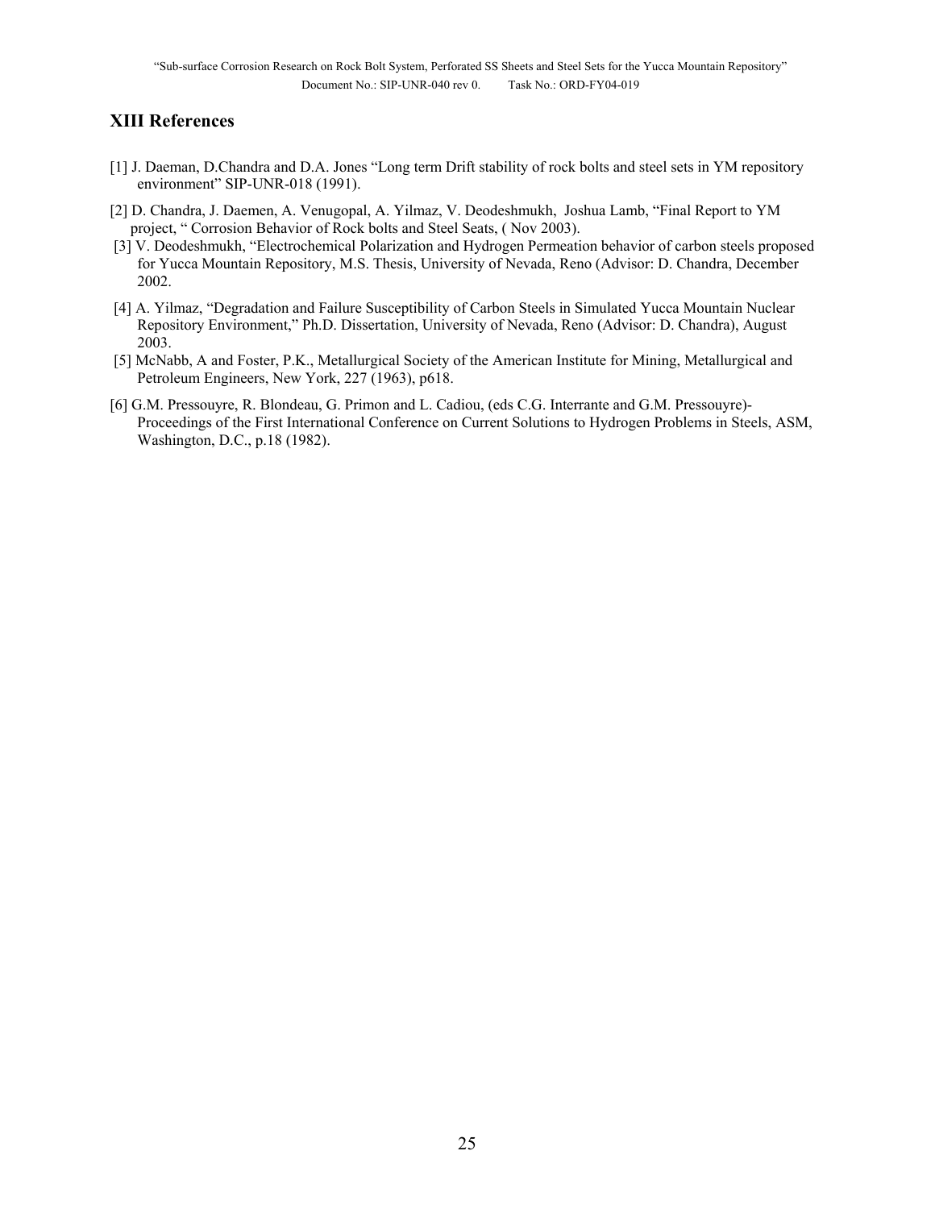## XIII References

[1] J. Daeman, D.Chandra and D.A. Jones "Long term Drift stability of rock bolts and steel sets in YM repository environment" SIP-UNR-018 (1991).

[2] D. Chandra, J. Daemen, A. Venugopal, A. Yilmaz, V. Deodeshmukh, Joshua Lamb, "Final Report to YM project, " Corrosion Behavior of Rock bolts and Steel Seats, ( Nov 2003).

[3] V. Deodeshmukh, "Electrochemical Polarization and Hydrogen Permeation behavior of carbon steels proposed for Yucca Mountain Repository, M.S. Thesis, University of Nevada, Reno (Advisor: D. Chandra, December 2002.

[4] A. Yilmaz, "Degradation and Failure Susceptibility of Carbon Steels in Simulated Yucca Mountain Nuclear Repository Environment," Ph.D. Dissertation, University of Nevada, Reno (Advisor: D. Chandra), August 2003.

[5] McNabb, A and Foster, P.K., Metallurgical Society of the American Institute for Mining, Metallurgical and Petroleum Engineers, New York, 227 (1963), p618.

[6] G.M. Pressouyre, R. Blondeau, G. Primon and L. Cadiou, (eds C.G. Interrante and G.M. Pressouyre)- Proceedings of the First International Conference on Current Solutions to Hydrogen Problems in Steels, ASM, Washington, D.C., p.18 (1982).